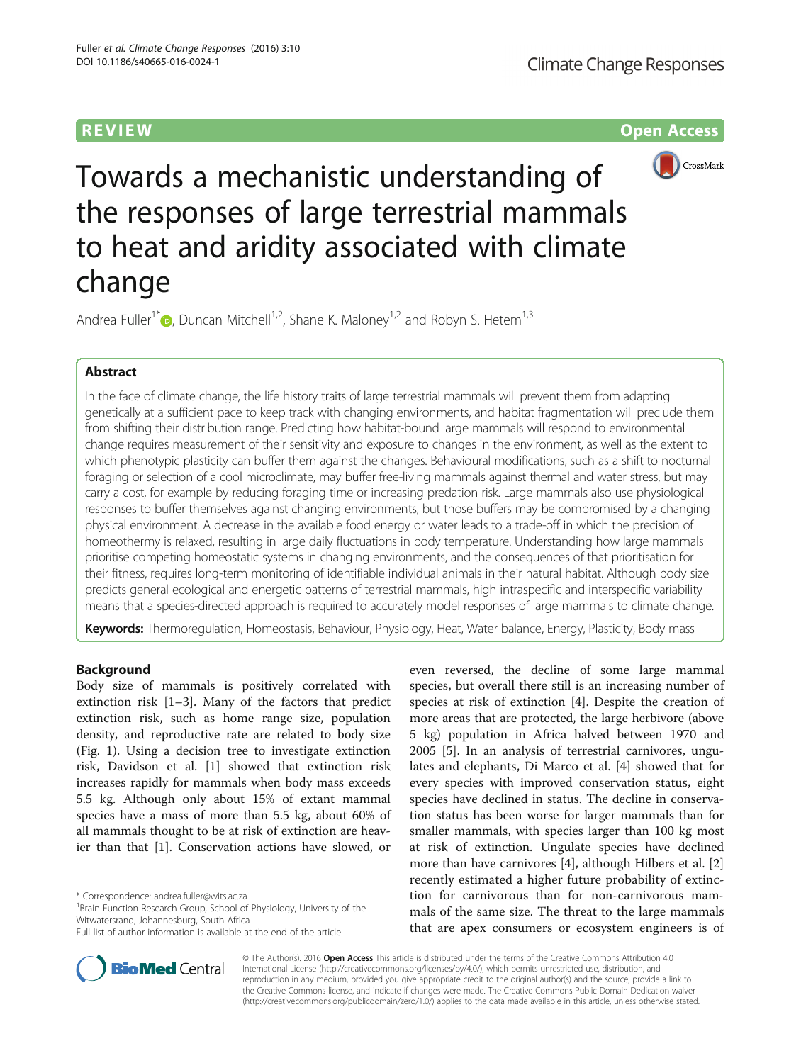REVIEW Open Access

# Towards a mechanistic understanding of the responses of large terrestrial mammals to heat and aridity associated with climate change

Andrea Fuller[1*], Duncan Mitchell[1,2], Shane K. Maloney[1,2] and Robyn S. Hetem[1,3]

## Abstract

In the face of climate change, the life history traits of large terrestrial mammals will prevent them from adapting genetically at a sufficient pace to keep track with changing environments, and habitat fragmentation will preclude them from shifting their distribution range. Predicting how habitat-bound large mammals will respond to environmental change requires measurement of their sensitivity and exposure to changes in the environment, as well as the extent to which phenotypic plasticity can buffer them against the changes. Behavioural modifications, such as a shift to nocturnal foraging or selection of a cool microclimate, may buffer free-living mammals against thermal and water stress, but may carry a cost, for example by reducing foraging time or increasing predation risk. Large mammals also use physiological responses to buffer themselves against changing environments, but those buffers may be compromised by a changing physical environment. A decrease in the available food energy or water leads to a trade-off in which the precision of homeothermy is relaxed, resulting in large daily fluctuations in body temperature. Understanding how large mammals prioritise competing homeostatic systems in changing environments, and the consequences of that prioritisation for their fitness, requires long-term monitoring of identifiable individual animals in their natural habitat. Although body size predicts general ecological and energetic patterns of terrestrial mammals, high intraspecific and interspecific variability means that a species-directed approach is required to accurately model responses of large mammals to climate change.

**Keywords:** Thermoregulation, Homeostasis, Behaviour, Physiology, Heat, Water balance, Energy, Plasticity, Body mass

## Background

Body size of mammals is positively correlated with extinction risk [1–3]. Many of the factors that predict extinction risk, such as home range size, population density, and reproductive rate are related to body size (Fig. 1). Using a decision tree to investigate extinction risk, Davidson et al. [1] showed that extinction risk increases rapidly for mammals when body mass exceeds 5.5 kg. Although only about 15% of extant mammal species have a mass of more than 5.5 kg, about 60% of all mammals thought to be at risk of extinction are heavier than that [1]. Conservation actions have slowed, or even reversed, the decline of some large mammal species, but overall there still is an increasing number of species at risk of extinction [4]. Despite the creation of more areas that are protected, the large herbivore (above 5 kg) population in Africa halved between 1970 and 2005 [5]. In an analysis of terrestrial carnivores, ungulates and elephants, Di Marco et al. [4] showed that for every species with improved conservation status, eight species have declined in status. The decline in conservation status has been worse for larger mammals than for smaller mammals, with species larger than 100 kg most at risk of extinction. Ungulate species have declined more than have carnivores [4], although Hilbers et al. [2] recently estimated a higher future probability of extinction for carnivorous than for non-carnivorous mammals of the same size. The threat to the large mammals that are apex consumers or ecosystem engineers is of

\* Correspondence: andrea.fuller@wits.ac.za
[1]Brain Function Research Group, School of Physiology, University of the Witwatersrand, Johannesburg, South Africa
Full list of author information is available at the end of the article

© The Author(s). 2016 **Open Access** This article is distributed under the terms of the Creative Commons Attribution 4.0 International License (http://creativecommons.org/licenses/by/4.0/), which permits unrestricted use, distribution, and reproduction in any medium, provided you give appropriate credit to the original author(s) and the source, provide a link to the Creative Commons license, and indicate if changes were made. The Creative Commons Public Domain Dedication waiver (http://creativecommons.org/publicdomain/zero/1.0/) applies to the data made available in this article, unless otherwise stated.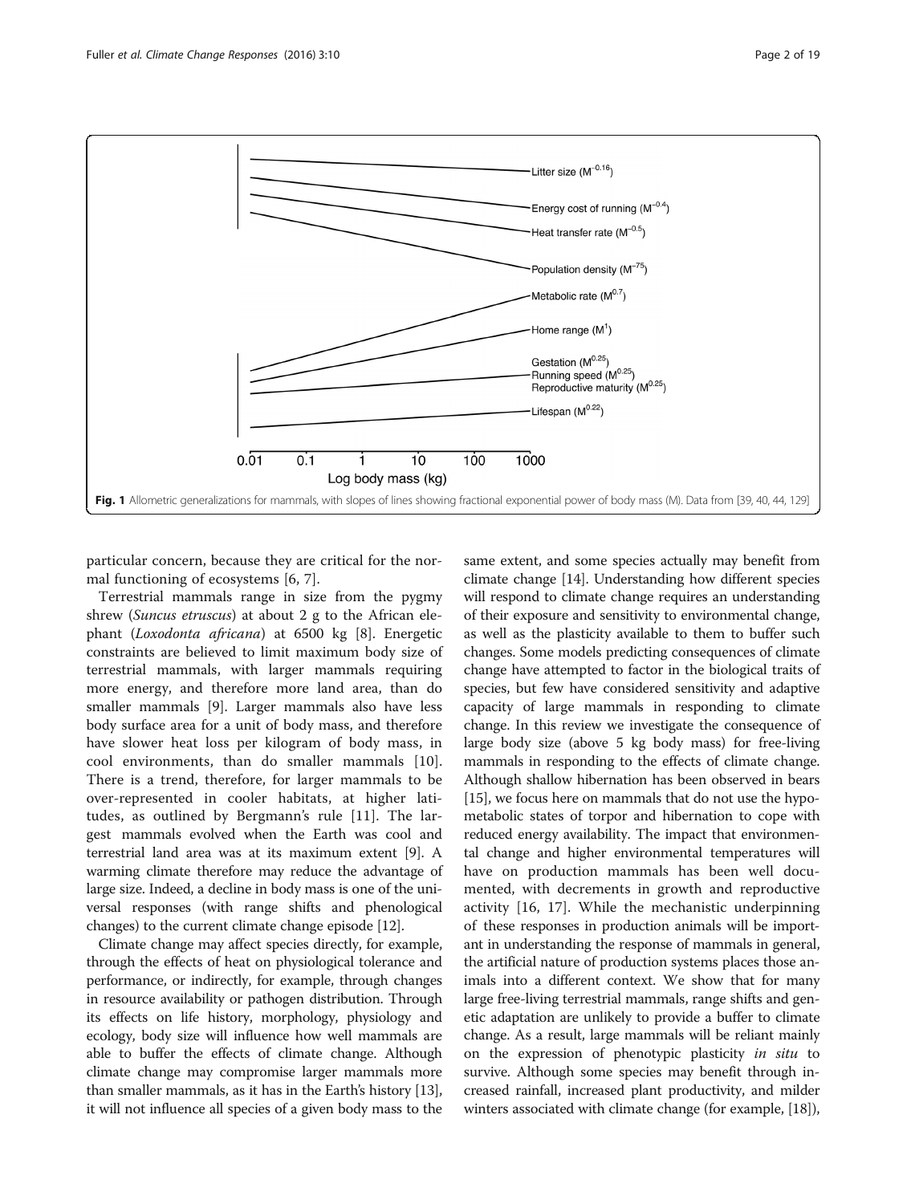Fig. 1 Allometric generalizations for mammals, with slopes of lines showing fractional exponential power of body mass (M). Data from [39, 40, 44, 129]

particular concern, because they are critical for the normal functioning of ecosystems [6, 7].

Terrestrial mammals range in size from the pygmy shrew (*Suncus etruscus*) at about 2 g to the African elephant (*Loxodonta africana*) at 6500 kg [8]. Energetic constraints are believed to limit maximum body size of terrestrial mammals, with larger mammals requiring more energy, and therefore more land area, than do smaller mammals [9]. Larger mammals also have less body surface area for a unit of body mass, and therefore have slower heat loss per kilogram of body mass, in cool environments, than do smaller mammals [10]. There is a trend, therefore, for larger mammals to be over-represented in cooler habitats, at higher latitudes, as outlined by Bergmann's rule [11]. The largest mammals evolved when the Earth was cool and terrestrial land area was at its maximum extent [9]. A warming climate therefore may reduce the advantage of large size. Indeed, a decline in body mass is one of the universal responses (with range shifts and phenological changes) to the current climate change episode [12].

Climate change may affect species directly, for example, through the effects of heat on physiological tolerance and performance, or indirectly, for example, through changes in resource availability or pathogen distribution. Through its effects on life history, morphology, physiology and ecology, body size will influence how well mammals are able to buffer the effects of climate change. Although climate change may compromise larger mammals more than smaller mammals, as it has in the Earth's history [13], it will not influence all species of a given body mass to the same extent, and some species actually may benefit from climate change [14]. Understanding how different species will respond to climate change requires an understanding of their exposure and sensitivity to environmental change, as well as the plasticity available to them to buffer such changes. Some models predicting consequences of climate change have attempted to factor in the biological traits of species, but few have considered sensitivity and adaptive capacity of large mammals in responding to climate change. In this review we investigate the consequence of large body size (above 5 kg body mass) for free-living mammals in responding to the effects of climate change. Although shallow hibernation has been observed in bears [15], we focus here on mammals that do not use the hypometabolic states of torpor and hibernation to cope with reduced energy availability. The impact that environmental change and higher environmental temperatures will have on production mammals has been well documented, with decrements in growth and reproductive activity [16, 17]. While the mechanistic underpinning of these responses in production animals will be important in understanding the response of mammals in general, the artificial nature of production systems places those animals into a different context. We show that for many large free-living terrestrial mammals, range shifts and genetic adaptation are unlikely to provide a buffer to climate change. As a result, large mammals will be reliant mainly on the expression of phenotypic plasticity *in situ* to survive. Although some species may benefit through increased rainfall, increased plant productivity, and milder winters associated with climate change (for example, [18]),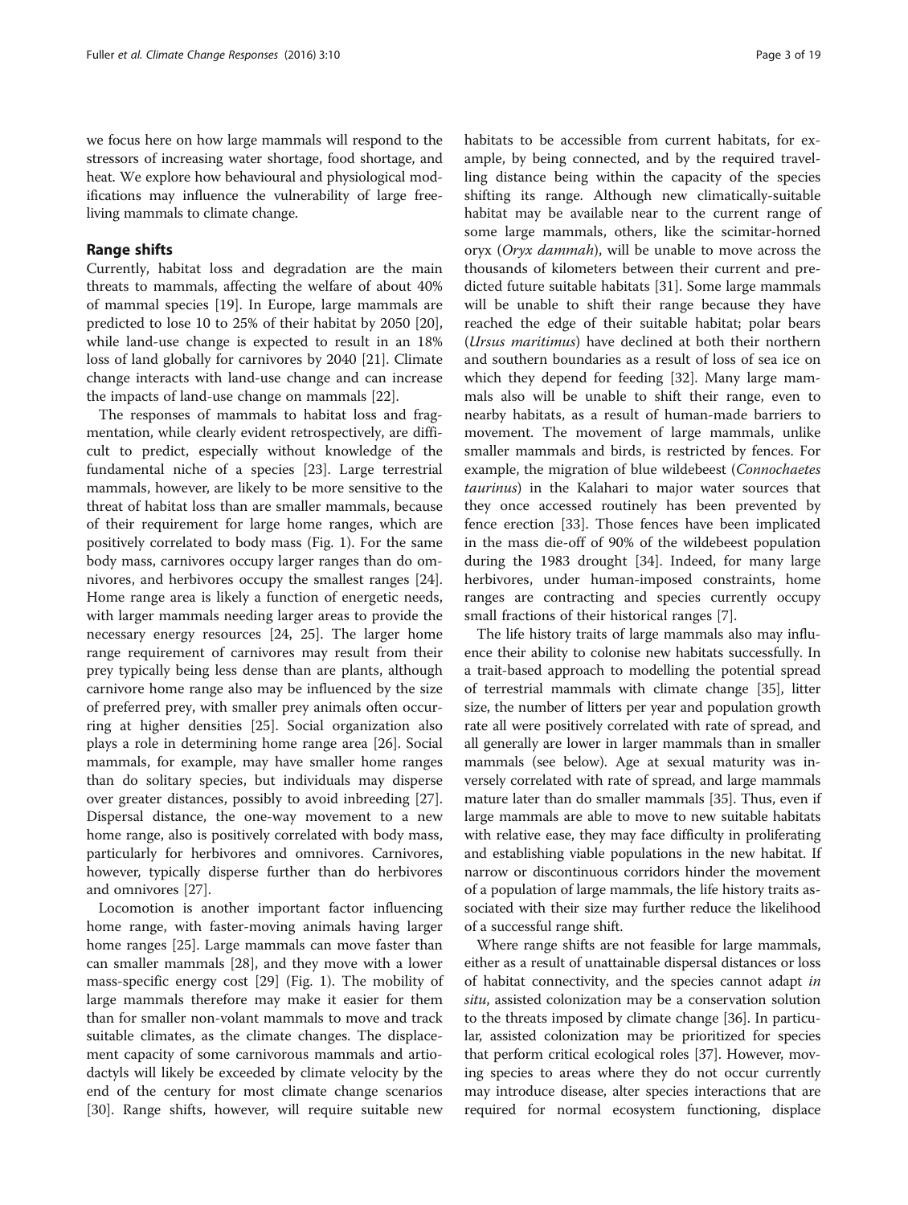we focus here on how large mammals will respond to the stressors of increasing water shortage, food shortage, and heat. We explore how behavioural and physiological modifications may influence the vulnerability of large free-living mammals to climate change.

## Range shifts

Currently, habitat loss and degradation are the main threats to mammals, affecting the welfare of about 40% of mammal species [19]. In Europe, large mammals are predicted to lose 10 to 25% of their habitat by 2050 [20], while land-use change is expected to result in an 18% loss of land globally for carnivores by 2040 [21]. Climate change interacts with land-use change and can increase the impacts of land-use change on mammals [22].

The responses of mammals to habitat loss and fragmentation, while clearly evident retrospectively, are difficult to predict, especially without knowledge of the fundamental niche of a species [23]. Large terrestrial mammals, however, are likely to be more sensitive to the threat of habitat loss than are smaller mammals, because of their requirement for large home ranges, which are positively correlated to body mass (Fig. 1). For the same body mass, carnivores occupy larger ranges than do omnivores, and herbivores occupy the smallest ranges [24]. Home range area is likely a function of energetic needs, with larger mammals needing larger areas to provide the necessary energy resources [24, 25]. The larger home range requirement of carnivores may result from their prey typically being less dense than are plants, although carnivore home range also may be influenced by the size of preferred prey, with smaller prey animals often occurring at higher densities [25]. Social organization also plays a role in determining home range area [26]. Social mammals, for example, may have smaller home ranges than do solitary species, but individuals may disperse over greater distances, possibly to avoid inbreeding [27]. Dispersal distance, the one-way movement to a new home range, also is positively correlated with body mass, particularly for herbivores and omnivores. Carnivores, however, typically disperse further than do herbivores and omnivores [27].

Locomotion is another important factor influencing home range, with faster-moving animals having larger home ranges [25]. Large mammals can move faster than can smaller mammals [28], and they move with a lower mass-specific energy cost [29] (Fig. 1). The mobility of large mammals therefore may make it easier for them than for smaller non-volant mammals to move and track suitable climates, as the climate changes. The displacement capacity of some carnivorous mammals and artiodactyls will likely be exceeded by climate velocity by the end of the century for most climate change scenarios [30]. Range shifts, however, will require suitable new habitats to be accessible from current habitats, for example, by being connected, and by the required travelling distance being within the capacity of the species shifting its range. Although new climatically-suitable habitat may be available near to the current range of some large mammals, others, like the scimitar-horned oryx (*Oryx dammah*), will be unable to move across the thousands of kilometers between their current and predicted future suitable habitats [31]. Some large mammals will be unable to shift their range because they have reached the edge of their suitable habitat; polar bears (*Ursus maritimus*) have declined at both their northern and southern boundaries as a result of loss of sea ice on which they depend for feeding [32]. Many large mammals also will be unable to shift their range, even to nearby habitats, as a result of human-made barriers to movement. The movement of large mammals, unlike smaller mammals and birds, is restricted by fences. For example, the migration of blue wildebeest (*Connochaetes taurinus*) in the Kalahari to major water sources that they once accessed routinely has been prevented by fence erection [33]. Those fences have been implicated in the mass die-off of 90% of the wildebeest population during the 1983 drought [34]. Indeed, for many large herbivores, under human-imposed constraints, home ranges are contracting and species currently occupy small fractions of their historical ranges [7].

The life history traits of large mammals also may influence their ability to colonise new habitats successfully. In a trait-based approach to modelling the potential spread of terrestrial mammals with climate change [35], litter size, the number of litters per year and population growth rate all were positively correlated with rate of spread, and all generally are lower in larger mammals than in smaller mammals (see below). Age at sexual maturity was inversely correlated with rate of spread, and large mammals mature later than do smaller mammals [35]. Thus, even if large mammals are able to move to new suitable habitats with relative ease, they may face difficulty in proliferating and establishing viable populations in the new habitat. If narrow or discontinuous corridors hinder the movement of a population of large mammals, the life history traits associated with their size may further reduce the likelihood of a successful range shift.

Where range shifts are not feasible for large mammals, either as a result of unattainable dispersal distances or loss of habitat connectivity, and the species cannot adapt *in situ*, assisted colonization may be a conservation solution to the threats imposed by climate change [36]. In particular, assisted colonization may be prioritized for species that perform critical ecological roles [37]. However, moving species to areas where they do not occur currently may introduce disease, alter species interactions that are required for normal ecosystem functioning, displace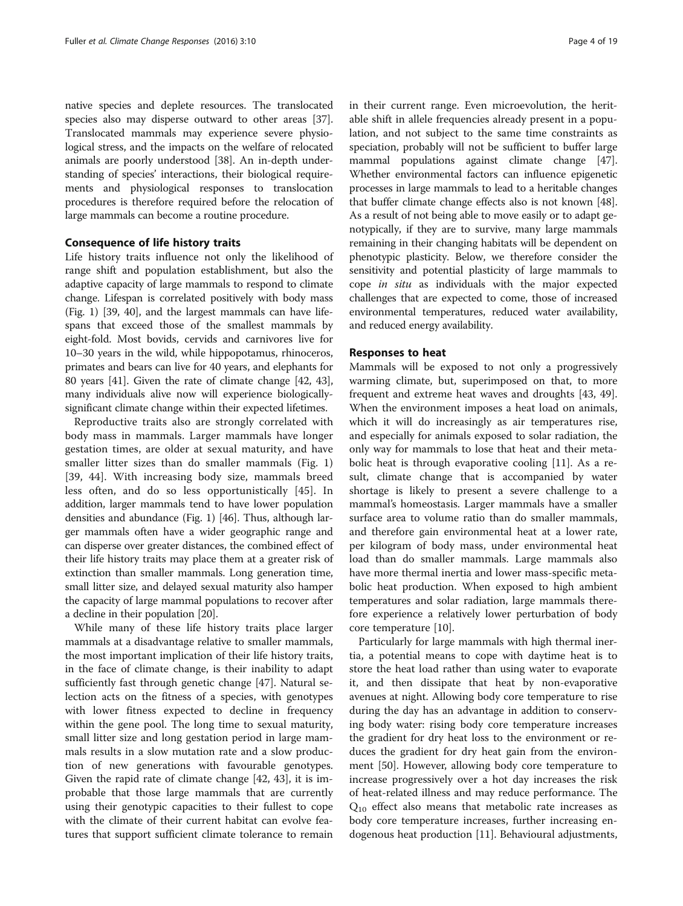native species and deplete resources. The translocated species also may disperse outward to other areas [37]. Translocated mammals may experience severe physiological stress, and the impacts on the welfare of relocated animals are poorly understood [38]. An in-depth understanding of species' interactions, their biological requirements and physiological responses to translocation procedures is therefore required before the relocation of large mammals can become a routine procedure.

## Consequence of life history traits

Life history traits influence not only the likelihood of range shift and population establishment, but also the adaptive capacity of large mammals to respond to climate change. Lifespan is correlated positively with body mass (Fig. 1) [39, 40], and the largest mammals can have lifespans that exceed those of the smallest mammals by eight-fold. Most bovids, cervids and carnivores live for 10–30 years in the wild, while hippopotamus, rhinoceros, primates and bears can live for 40 years, and elephants for 80 years [41]. Given the rate of climate change [42, 43], many individuals alive now will experience biologically-significant climate change within their expected lifetimes.

Reproductive traits also are strongly correlated with body mass in mammals. Larger mammals have longer gestation times, are older at sexual maturity, and have smaller litter sizes than do smaller mammals (Fig. 1) [39, 44]. With increasing body size, mammals breed less often, and do so less opportunistically [45]. In addition, larger mammals tend to have lower population densities and abundance (Fig. 1) [46]. Thus, although larger mammals often have a wider geographic range and can disperse over greater distances, the combined effect of their life history traits may place them at a greater risk of extinction than smaller mammals. Long generation time, small litter size, and delayed sexual maturity also hamper the capacity of large mammal populations to recover after a decline in their population [20].

While many of these life history traits place larger mammals at a disadvantage relative to smaller mammals, the most important implication of their life history traits, in the face of climate change, is their inability to adapt sufficiently fast through genetic change [47]. Natural selection acts on the fitness of a species, with genotypes with lower fitness expected to decline in frequency within the gene pool. The long time to sexual maturity, small litter size and long gestation period in large mammals results in a slow mutation rate and a slow production of new generations with favourable genotypes. Given the rapid rate of climate change [42, 43], it is improbable that those large mammals that are currently using their genotypic capacities to their fullest to cope with the climate of their current habitat can evolve features that support sufficient climate tolerance to remain in their current range. Even microevolution, the heritable shift in allele frequencies already present in a population, and not subject to the same time constraints as speciation, probably will not be sufficient to buffer large mammal populations against climate change [47]. Whether environmental factors can influence epigenetic processes in large mammals to lead to a heritable changes that buffer climate change effects also is not known [48]. As a result of not being able to move easily or to adapt genotypically, if they are to survive, many large mammals remaining in their changing habitats will be dependent on phenotypic plasticity. Below, we therefore consider the sensitivity and potential plasticity of large mammals to cope *in situ* as individuals with the major expected challenges that are expected to come, those of increased environmental temperatures, reduced water availability, and reduced energy availability.

## Responses to heat

Mammals will be exposed to not only a progressively warming climate, but, superimposed on that, to more frequent and extreme heat waves and droughts [43, 49]. When the environment imposes a heat load on animals, which it will do increasingly as air temperatures rise, and especially for animals exposed to solar radiation, the only way for mammals to lose that heat and their metabolic heat is through evaporative cooling [11]. As a result, climate change that is accompanied by water shortage is likely to present a severe challenge to a mammal's homeostasis. Larger mammals have a smaller surface area to volume ratio than do smaller mammals, and therefore gain environmental heat at a lower rate, per kilogram of body mass, under environmental heat load than do smaller mammals. Large mammals also have more thermal inertia and lower mass-specific metabolic heat production. When exposed to high ambient temperatures and solar radiation, large mammals therefore experience a relatively lower perturbation of body core temperature [10].

Particularly for large mammals with high thermal inertia, a potential means to cope with daytime heat is to store the heat load rather than using water to evaporate it, and then dissipate that heat by non-evaporative avenues at night. Allowing body core temperature to rise during the day has an advantage in addition to conserving body water: rising body core temperature increases the gradient for dry heat loss to the environment or reduces the gradient for dry heat gain from the environment [50]. However, allowing body core temperature to increase progressively over a hot day increases the risk of heat-related illness and may reduce performance. The $Q_{10}$ effect also means that metabolic rate increases as body core temperature increases, further increasing endogenous heat production [11]. Behavioural adjustments,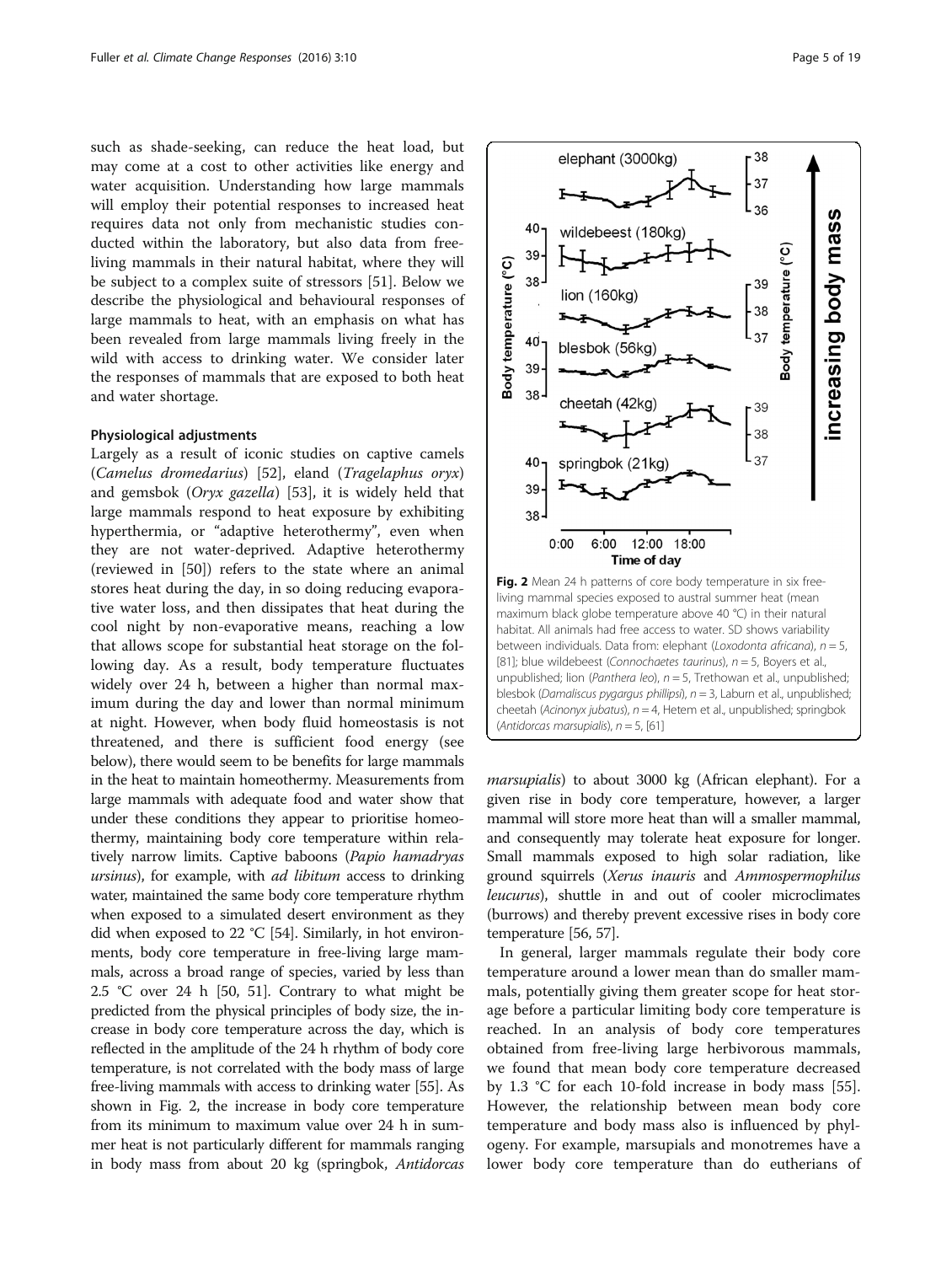such as shade-seeking, can reduce the heat load, but may come at a cost to other activities like energy and water acquisition. Understanding how large mammals will employ their potential responses to increased heat requires data not only from mechanistic studies conducted within the laboratory, but also data from free-living mammals in their natural habitat, where they will be subject to a complex suite of stressors [51]. Below we describe the physiological and behavioural responses of large mammals to heat, with an emphasis on what has been revealed from large mammals living freely in the wild with access to drinking water. We consider later the responses of mammals that are exposed to both heat and water shortage.

#### Physiological adjustments

Largely as a result of iconic studies on captive camels (*Camelus dromedarius*) [52], eland (*Tragelaphus oryx*) and gemsbok (*Oryx gazella*) [53], it is widely held that large mammals respond to heat exposure by exhibiting hyperthermia, or "adaptive heterothermy", even when they are not water-deprived. Adaptive heterothermy (reviewed in [50]) refers to the state where an animal stores heat during the day, in so doing reducing evaporative water loss, and then dissipates that heat during the cool night by non-evaporative means, reaching a low that allows scope for substantial heat storage on the following day. As a result, body temperature fluctuates widely over 24 h, between a higher than normal maximum during the day and lower than normal minimum at night. However, when body fluid homeostasis is not threatened, and there is sufficient food energy (see below), there would seem to be benefits for large mammals in the heat to maintain homeothermy. Measurements from large mammals with adequate food and water show that under these conditions they appear to prioritise homeothermy, maintaining body core temperature within relatively narrow limits. Captive baboons (*Papio hamadryas ursinus*), for example, with *ad libitum* access to drinking water, maintained the same body core temperature rhythm when exposed to a simulated desert environment as they did when exposed to 22 °C [54]. Similarly, in hot environments, body core temperature in free-living large mammals, across a broad range of species, varied by less than 2.5 °C over 24 h [50, 51]. Contrary to what might be predicted from the physical principles of body size, the increase in body core temperature across the day, which is reflected in the amplitude of the 24 h rhythm of body core temperature, is not correlated with the body mass of large free-living mammals with access to drinking water [55]. As shown in Fig. 2, the increase in body core temperature from its minimum to maximum value over 24 h in summer heat is not particularly different for mammals ranging in body mass from about 20 kg (springbok, *Antidorcas marsupialis*) to about 3000 kg (African elephant). For a given rise in body core temperature, however, a larger mammal will store more heat than will a smaller mammal, and consequently may tolerate heat exposure for longer. Small mammals exposed to high solar radiation, like ground squirrels (*Xerus inauris* and *Ammospermophilus leucurus*), shuttle in and out of cooler microclimates (burrows) and thereby prevent excessive rises in body core temperature [56, 57].

**Fig. 2** Mean 24 h patterns of core body temperature in six free-living mammal species exposed to austral summer heat (mean maximum black globe temperature above 40 °C) in their natural habitat. All animals had free access to water. SD shows variability between individuals. Data from: elephant (*Loxodonta africana*), $n = 5$, [81]; blue wildebeest (*Connochaetes taurinus*), $n = 5$, Boyers et al., unpublished; lion (*Panthera leo*), $n = 5$, Trethowan et al., unpublished; blesbok (*Damaliscus pygargus phillipsi*), $n = 3$, Laburn et al., unpublished; cheetah (*Acinonyx jubatus*), $n = 4$, Hetem et al., unpublished; springbok (*Antidorcas marsupialis*), $n = 5$, [61]

In general, larger mammals regulate their body core temperature around a lower mean than do smaller mammals, potentially giving them greater scope for heat storage before a particular limiting body core temperature is reached. In an analysis of body core temperatures obtained from free-living large herbivorous mammals, we found that mean body core temperature decreased by 1.3 °C for each 10-fold increase in body mass [55]. However, the relationship between mean body core temperature and body mass also is influenced by phylogeny. For example, marsupials and monotremes have a lower body core temperature than do eutherians of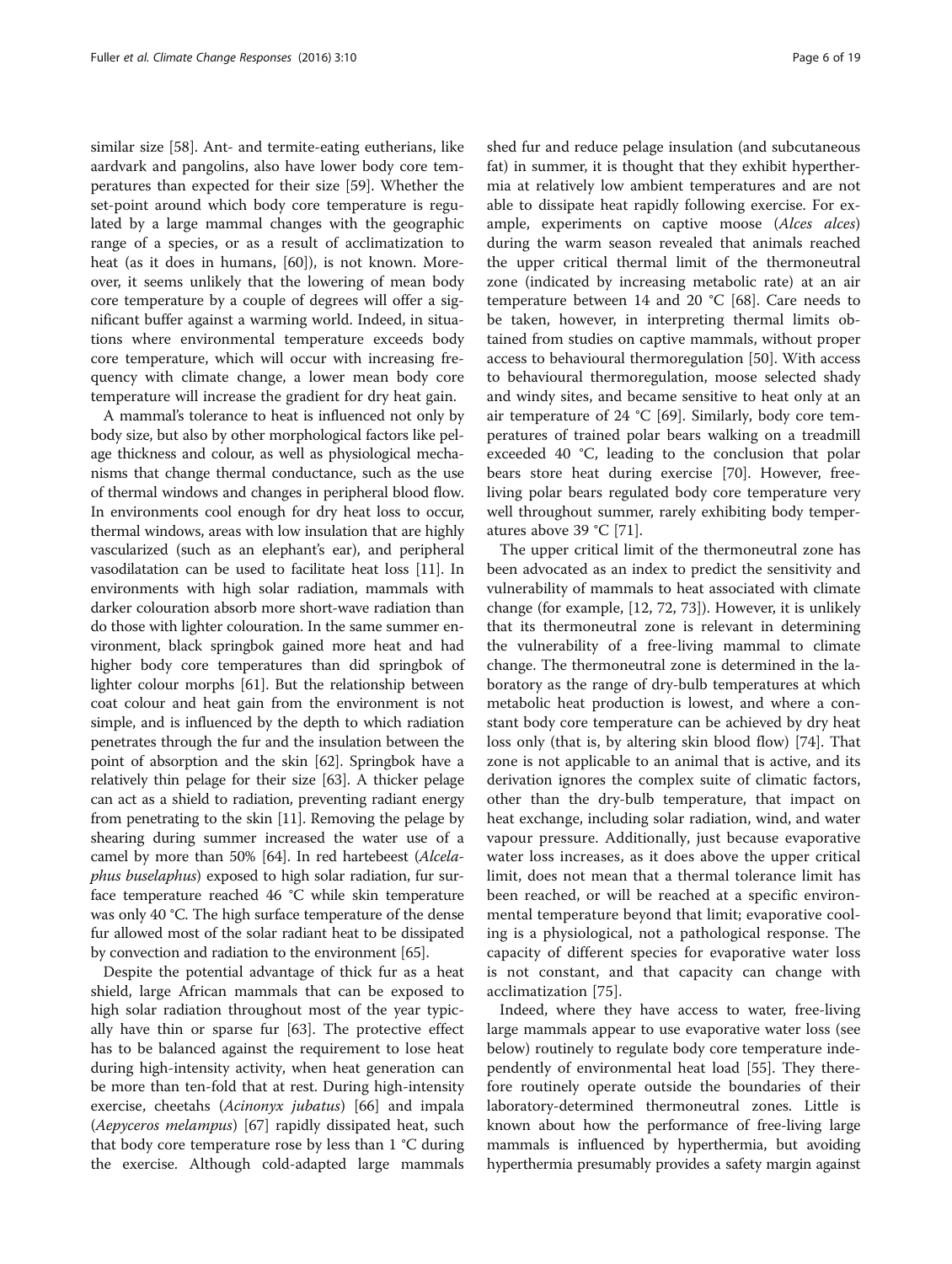similar size [58]. Ant- and termite-eating eutherians, like aardvark and pangolins, also have lower body core temperatures than expected for their size [59]. Whether the set-point around which body core temperature is regulated by a large mammal changes with the geographic range of a species, or as a result of acclimatization to heat (as it does in humans, [60]), is not known. Moreover, it seems unlikely that the lowering of mean body core temperature by a couple of degrees will offer a significant buffer against a warming world. Indeed, in situations where environmental temperature exceeds body core temperature, which will occur with increasing frequency with climate change, a lower mean body core temperature will increase the gradient for dry heat gain.

A mammal's tolerance to heat is influenced not only by body size, but also by other morphological factors like pelage thickness and colour, as well as physiological mechanisms that change thermal conductance, such as the use of thermal windows and changes in peripheral blood flow. In environments cool enough for dry heat loss to occur, thermal windows, areas with low insulation that are highly vascularized (such as an elephant's ear), and peripheral vasodilatation can be used to facilitate heat loss [11]. In environments with high solar radiation, mammals with darker colouration absorb more short-wave radiation than do those with lighter colouration. In the same summer environment, black springbok gained more heat and had higher body core temperatures than did springbok of lighter colour morphs [61]. But the relationship between coat colour and heat gain from the environment is not simple, and is influenced by the depth to which radiation penetrates through the fur and the insulation between the point of absorption and the skin [62]. Springbok have a relatively thin pelage for their size [63]. A thicker pelage can act as a shield to radiation, preventing radiant energy from penetrating to the skin [11]. Removing the pelage by shearing during summer increased the water use of a camel by more than 50% [64]. In red hartebeest (*Alcelaphus buselaphus*) exposed to high solar radiation, fur surface temperature reached 46 °C while skin temperature was only 40 °C. The high surface temperature of the dense fur allowed most of the solar radiant heat to be dissipated by convection and radiation to the environment [65].

Despite the potential advantage of thick fur as a heat shield, large African mammals that can be exposed to high solar radiation throughout most of the year typically have thin or sparse fur [63]. The protective effect has to be balanced against the requirement to lose heat during high-intensity activity, when heat generation can be more than ten-fold that at rest. During high-intensity exercise, cheetahs (*Acinonyx jubatus*) [66] and impala (*Aepyceros melampus*) [67] rapidly dissipated heat, such that body core temperature rose by less than 1 °C during the exercise. Although cold-adapted large mammals shed fur and reduce pelage insulation (and subcutaneous fat) in summer, it is thought that they exhibit hyperthermia at relatively low ambient temperatures and are not able to dissipate heat rapidly following exercise. For example, experiments on captive moose (*Alces alces*) during the warm season revealed that animals reached the upper critical thermal limit of the thermoneutral zone (indicated by increasing metabolic rate) at an air temperature between 14 and 20 °C [68]. Care needs to be taken, however, in interpreting thermal limits obtained from studies on captive mammals, without proper access to behavioural thermoregulation [50]. With access to behavioural thermoregulation, moose selected shady and windy sites, and became sensitive to heat only at an air temperature of 24 °C [69]. Similarly, body core temperatures of trained polar bears walking on a treadmill exceeded 40 °C, leading to the conclusion that polar bears store heat during exercise [70]. However, free-living polar bears regulated body core temperature very well throughout summer, rarely exhibiting body temperatures above 39 °C [71].

The upper critical limit of the thermoneutral zone has been advocated as an index to predict the sensitivity and vulnerability of mammals to heat associated with climate change (for example, [12, 72, 73]). However, it is unlikely that its thermoneutral zone is relevant in determining the vulnerability of a free-living mammal to climate change. The thermoneutral zone is determined in the laboratory as the range of dry-bulb temperatures at which metabolic heat production is lowest, and where a constant body core temperature can be achieved by dry heat loss only (that is, by altering skin blood flow) [74]. That zone is not applicable to an animal that is active, and its derivation ignores the complex suite of climatic factors, other than the dry-bulb temperature, that impact on heat exchange, including solar radiation, wind, and water vapour pressure. Additionally, just because evaporative water loss increases, as it does above the upper critical limit, does not mean that a thermal tolerance limit has been reached, or will be reached at a specific environmental temperature beyond that limit; evaporative cooling is a physiological, not a pathological response. The capacity of different species for evaporative water loss is not constant, and that capacity can change with acclimatization [75].

Indeed, where they have access to water, free-living large mammals appear to use evaporative water loss (see below) routinely to regulate body core temperature independently of environmental heat load [55]. They therefore routinely operate outside the boundaries of their laboratory-determined thermoneutral zones. Little is known about how the performance of free-living large mammals is influenced by hyperthermia, but avoiding hyperthermia presumably provides a safety margin against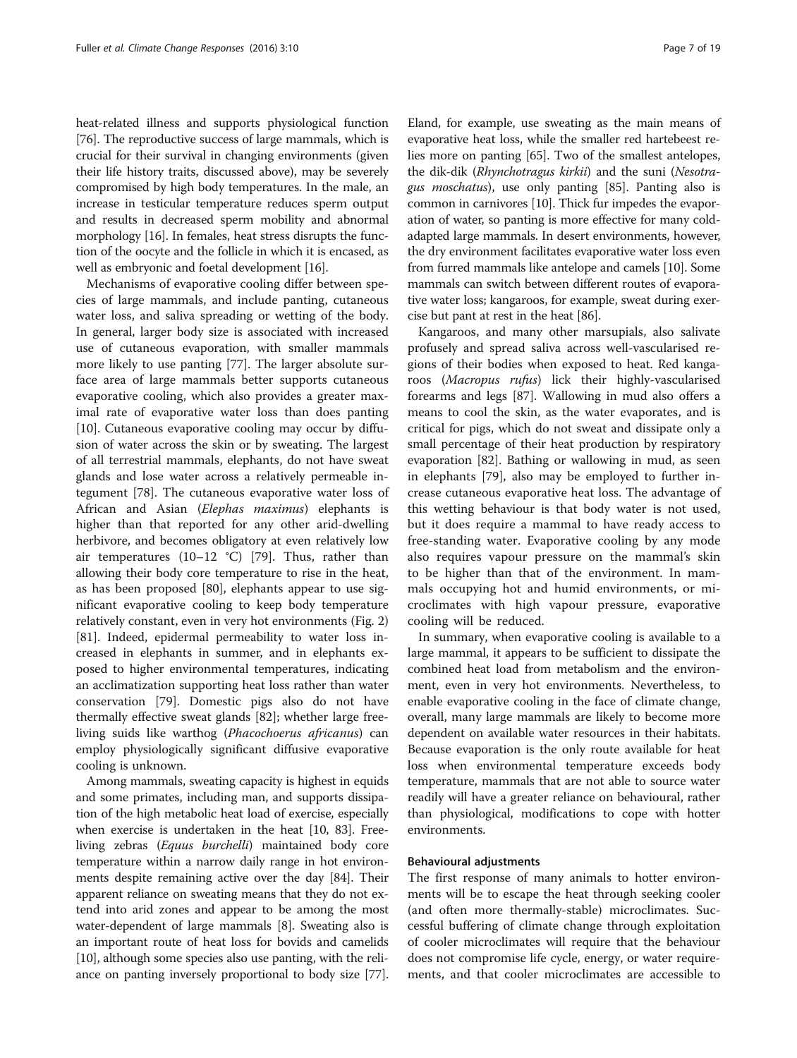heat-related illness and supports physiological function [76]. The reproductive success of large mammals, which is crucial for their survival in changing environments (given their life history traits, discussed above), may be severely compromised by high body temperatures. In the male, an increase in testicular temperature reduces sperm output and results in decreased sperm mobility and abnormal morphology [16]. In females, heat stress disrupts the function of the oocyte and the follicle in which it is encased, as well as embryonic and foetal development [16].

Mechanisms of evaporative cooling differ between species of large mammals, and include panting, cutaneous water loss, and saliva spreading or wetting of the body. In general, larger body size is associated with increased use of cutaneous evaporation, with smaller mammals more likely to use panting [77]. The larger absolute surface area of large mammals better supports cutaneous evaporative cooling, which also provides a greater maximal rate of evaporative water loss than does panting [10]. Cutaneous evaporative cooling may occur by diffusion of water across the skin or by sweating. The largest of all terrestrial mammals, elephants, do not have sweat glands and lose water across a relatively permeable integument [78]. The cutaneous evaporative water loss of African and Asian (*Elephas maximus*) elephants is higher than that reported for any other arid-dwelling herbivore, and becomes obligatory at even relatively low air temperatures (10–12 °C) [79]. Thus, rather than allowing their body core temperature to rise in the heat, as has been proposed [80], elephants appear to use significant evaporative cooling to keep body temperature relatively constant, even in very hot environments (Fig. 2) [81]. Indeed, epidermal permeability to water loss increased in elephants in summer, and in elephants exposed to higher environmental temperatures, indicating an acclimatization supporting heat loss rather than water conservation [79]. Domestic pigs also do not have thermally effective sweat glands [82]; whether large free-living suids like warthog (*Phacochoerus africanus*) can employ physiologically significant diffusive evaporative cooling is unknown.

Among mammals, sweating capacity is highest in equids and some primates, including man, and supports dissipation of the high metabolic heat load of exercise, especially when exercise is undertaken in the heat [10, 83]. Free-living zebras (*Equus burchelli*) maintained body core temperature within a narrow daily range in hot environments despite remaining active over the day [84]. Their apparent reliance on sweating means that they do not extend into arid zones and appear to be among the most water-dependent of large mammals [8]. Sweating also is an important route of heat loss for bovids and camelids [10], although some species also use panting, with the reliance on panting inversely proportional to body size [77]. Eland, for example, use sweating as the main means of evaporative heat loss, while the smaller red hartebeest relies more on panting [65]. Two of the smallest antelopes, the dik-dik (*Rhynchotragus kirkii*) and the suni (*Nesotragus moschatus*), use only panting [85]. Panting also is common in carnivores [10]. Thick fur impedes the evaporation of water, so panting is more effective for many cold-adapted large mammals. In desert environments, however, the dry environment facilitates evaporative water loss even from furred mammals like antelope and camels [10]. Some mammals can switch between different routes of evaporative water loss; kangaroos, for example, sweat during exercise but pant at rest in the heat [86].

Kangaroos, and many other marsupials, also salivate profusely and spread saliva across well-vascularised regions of their bodies when exposed to heat. Red kangaroos (*Macropus rufus*) lick their highly-vascularised forearms and legs [87]. Wallowing in mud also offers a means to cool the skin, as the water evaporates, and is critical for pigs, which do not sweat and dissipate only a small percentage of their heat production by respiratory evaporation [82]. Bathing or wallowing in mud, as seen in elephants [79], also may be employed to further increase cutaneous evaporative heat loss. The advantage of this wetting behaviour is that body water is not used, but it does require a mammal to have ready access to free-standing water. Evaporative cooling by any mode also requires vapour pressure on the mammal's skin to be higher than that of the environment. In mammals occupying hot and humid environments, or microclimates with high vapour pressure, evaporative cooling will be reduced.

In summary, when evaporative cooling is available to a large mammal, it appears to be sufficient to dissipate the combined heat load from metabolism and the environment, even in very hot environments. Nevertheless, to enable evaporative cooling in the face of climate change, overall, many large mammals are likely to become more dependent on available water resources in their habitats. Because evaporation is the only route available for heat loss when environmental temperature exceeds body temperature, mammals that are not able to source water readily will have a greater reliance on behavioural, rather than physiological, modifications to cope with hotter environments.

#### Behavioural adjustments

The first response of many animals to hotter environments will be to escape the heat through seeking cooler (and often more thermally-stable) microclimates. Successful buffering of climate change through exploitation of cooler microclimates will require that the behaviour does not compromise life cycle, energy, or water requirements, and that cooler microclimates are accessible to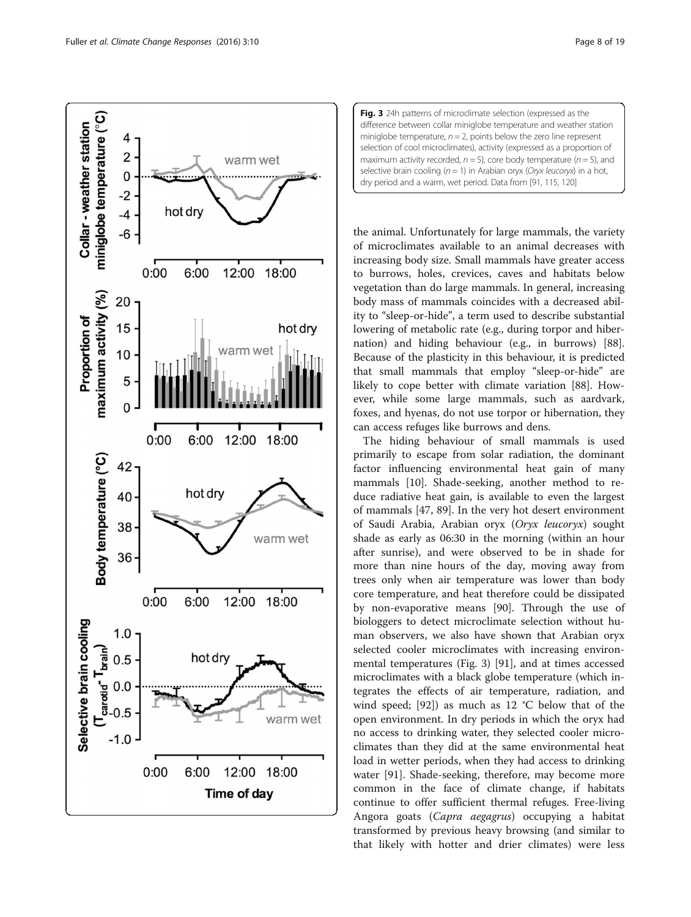**Fig. 3** 24h patterns of microclimate selection (expressed as the difference between collar miniglobe temperature and weather station miniglobe temperature, $n = 2$, points below the zero line represent selection of cool microclimates), activity (expressed as a proportion of maximum activity recorded, $n = 5$), core body temperature ($n = 5$), and selective brain cooling ($n = 1$) in Arabian oryx (*Oryx leucoryx*) in a hot, dry period and a warm, wet period. Data from [91, 115, 120]

the animal. Unfortunately for large mammals, the variety of microclimates available to an animal decreases with increasing body size. Small mammals have greater access to burrows, holes, crevices, caves and habitats below vegetation than do large mammals. In general, increasing body mass of mammals coincides with a decreased ability to "sleep-or-hide", a term used to describe substantial lowering of metabolic rate (e.g., during torpor and hibernation) and hiding behaviour (e.g., in burrows) [88]. Because of the plasticity in this behaviour, it is predicted that small mammals that employ "sleep-or-hide" are likely to cope better with climate variation [88]. However, while some large mammals, such as aardvark, foxes, and hyenas, do not use torpor or hibernation, they can access refuges like burrows and dens.

The hiding behaviour of small mammals is used primarily to escape from solar radiation, the dominant factor influencing environmental heat gain of many mammals [10]. Shade-seeking, another method to reduce radiative heat gain, is available to even the largest of mammals [47, 89]. In the very hot desert environment of Saudi Arabia, Arabian oryx (*Oryx leucoryx*) sought shade as early as 06:30 in the morning (within an hour after sunrise), and were observed to be in shade for more than nine hours of the day, moving away from trees only when air temperature was lower than body core temperature, and heat therefore could be dissipated by non-evaporative means [90]. Through the use of biologgers to detect microclimate selection without human observers, we also have shown that Arabian oryx selected cooler microclimates with increasing environmental temperatures (Fig. 3) [91], and at times accessed microclimates with a black globe temperature (which integrates the effects of air temperature, radiation, and wind speed; [92]) as much as 12 °C below that of the open environment. In dry periods in which the oryx had no access to drinking water, they selected cooler microclimates than they did at the same environmental heat load in wetter periods, when they had access to drinking water [91]. Shade-seeking, therefore, may become more common in the face of climate change, if habitats continue to offer sufficient thermal refuges. Free-living Angora goats (*Capra aegagrus*) occupying a habitat transformed by previous heavy browsing (and similar to that likely with hotter and drier climates) were less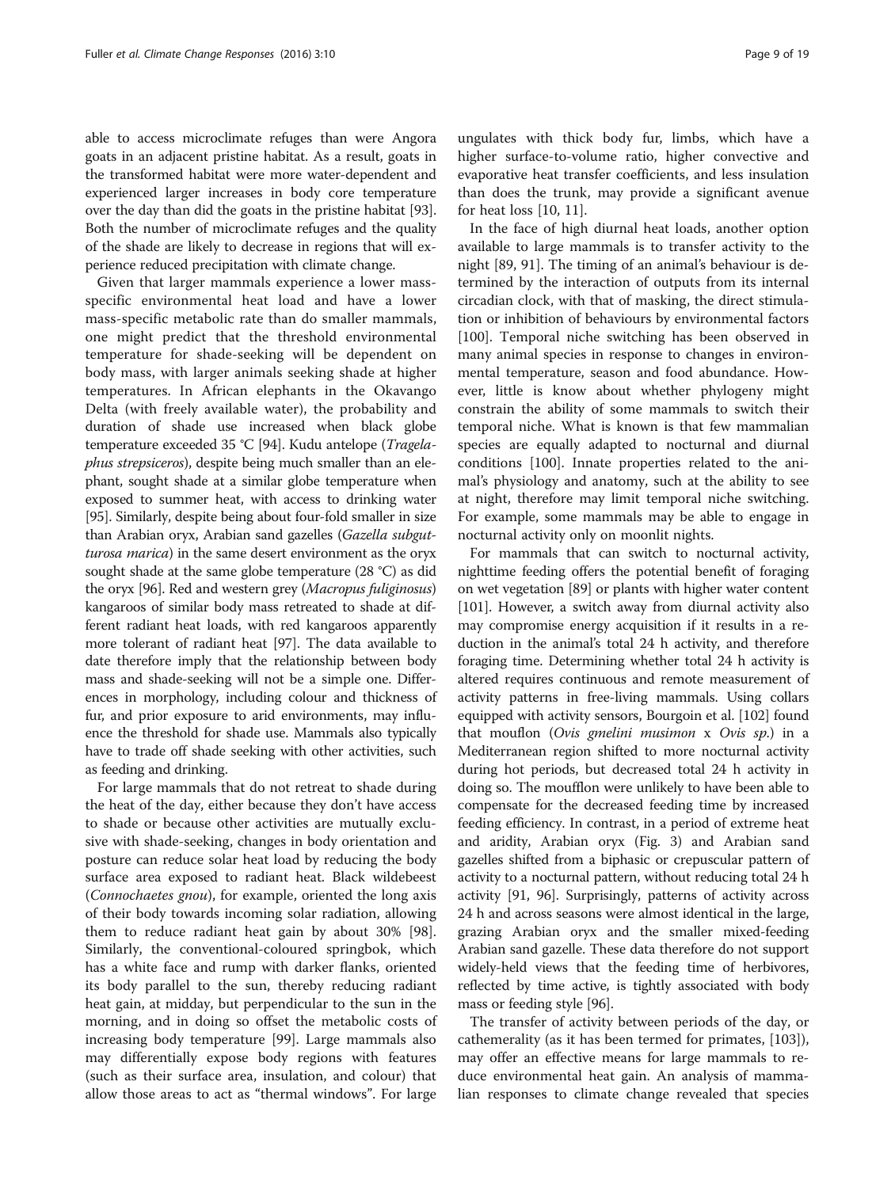able to access microclimate refuges than were Angora goats in an adjacent pristine habitat. As a result, goats in the transformed habitat were more water-dependent and experienced larger increases in body core temperature over the day than did the goats in the pristine habitat [93]. Both the number of microclimate refuges and the quality of the shade are likely to decrease in regions that will experience reduced precipitation with climate change.

Given that larger mammals experience a lower mass-specific environmental heat load and have a lower mass-specific metabolic rate than do smaller mammals, one might predict that the threshold environmental temperature for shade-seeking will be dependent on body mass, with larger animals seeking shade at higher temperatures. In African elephants in the Okavango Delta (with freely available water), the probability and duration of shade use increased when black globe temperature exceeded 35 °C [94]. Kudu antelope (*Tragelaphus strepsiceros*), despite being much smaller than an elephant, sought shade at a similar globe temperature when exposed to summer heat, with access to drinking water [95]. Similarly, despite being about four-fold smaller in size than Arabian oryx, Arabian sand gazelles (*Gazella subgutturosa marica*) in the same desert environment as the oryx sought shade at the same globe temperature (28 °C) as did the oryx [96]. Red and western grey (*Macropus fuliginosus*) kangaroos of similar body mass retreated to shade at different radiant heat loads, with red kangaroos apparently more tolerant of radiant heat [97]. The data available to date therefore imply that the relationship between body mass and shade-seeking will not be a simple one. Differences in morphology, including colour and thickness of fur, and prior exposure to arid environments, may influence the threshold for shade use. Mammals also typically have to trade off shade seeking with other activities, such as feeding and drinking.

For large mammals that do not retreat to shade during the heat of the day, either because they don't have access to shade or because other activities are mutually exclusive with shade-seeking, changes in body orientation and posture can reduce solar heat load by reducing the body surface area exposed to radiant heat. Black wildebeest (*Connochaetes gnou*), for example, oriented the long axis of their body towards incoming solar radiation, allowing them to reduce radiant heat gain by about 30% [98]. Similarly, the conventional-coloured springbok, which has a white face and rump with darker flanks, oriented its body parallel to the sun, thereby reducing radiant heat gain, at midday, but perpendicular to the sun in the morning, and in doing so offset the metabolic costs of increasing body temperature [99]. Large mammals also may differentially expose body regions with features (such as their surface area, insulation, and colour) that allow those areas to act as "thermal windows". For large ungulates with thick body fur, limbs, which have a higher surface-to-volume ratio, higher convective and evaporative heat transfer coefficients, and less insulation than does the trunk, may provide a significant avenue for heat loss [10, 11].

In the face of high diurnal heat loads, another option available to large mammals is to transfer activity to the night [89, 91]. The timing of an animal's behaviour is determined by the interaction of outputs from its internal circadian clock, with that of masking, the direct stimulation or inhibition of behaviours by environmental factors [100]. Temporal niche switching has been observed in many animal species in response to changes in environmental temperature, season and food abundance. However, little is know about whether phylogeny might constrain the ability of some mammals to switch their temporal niche. What is known is that few mammalian species are equally adapted to nocturnal and diurnal conditions [100]. Innate properties related to the animal's physiology and anatomy, such at the ability to see at night, therefore may limit temporal niche switching. For example, some mammals may be able to engage in nocturnal activity only on moonlit nights.

For mammals that can switch to nocturnal activity, nighttime feeding offers the potential benefit of foraging on wet vegetation [89] or plants with higher water content [101]. However, a switch away from diurnal activity also may compromise energy acquisition if it results in a reduction in the animal's total 24 h activity, and therefore foraging time. Determining whether total 24 h activity is altered requires continuous and remote measurement of activity patterns in free-living mammals. Using collars equipped with activity sensors, Bourgoin et al. [102] found that mouflon (*Ovis gmelini musimon* x *Ovis sp.*) in a Mediterranean region shifted to more nocturnal activity during hot periods, but decreased total 24 h activity in doing so. The moufflon were unlikely to have been able to compensate for the decreased feeding time by increased feeding efficiency. In contrast, in a period of extreme heat and aridity, Arabian oryx (Fig. 3) and Arabian sand gazelles shifted from a biphasic or crepuscular pattern of activity to a nocturnal pattern, without reducing total 24 h activity [91, 96]. Surprisingly, patterns of activity across 24 h and across seasons were almost identical in the large, grazing Arabian oryx and the smaller mixed-feeding Arabian sand gazelle. These data therefore do not support widely-held views that the feeding time of herbivores, reflected by time active, is tightly associated with body mass or feeding style [96].

The transfer of activity between periods of the day, or cathemerality (as it has been termed for primates, [103]), may offer an effective means for large mammals to reduce environmental heat gain. An analysis of mammalian responses to climate change revealed that species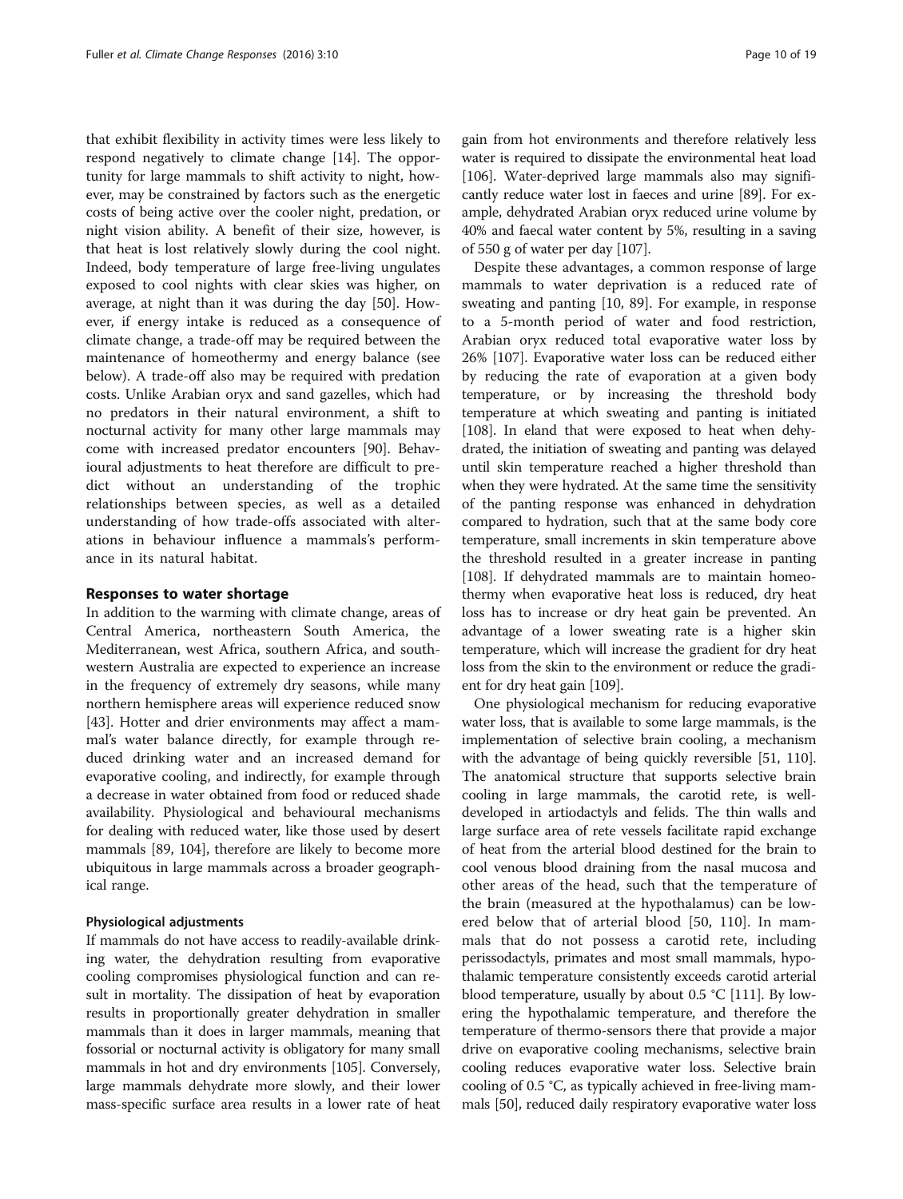that exhibit flexibility in activity times were less likely to respond negatively to climate change [14]. The opportunity for large mammals to shift activity to night, however, may be constrained by factors such as the energetic costs of being active over the cooler night, predation, or night vision ability. A benefit of their size, however, is that heat is lost relatively slowly during the cool night. Indeed, body temperature of large free-living ungulates exposed to cool nights with clear skies was higher, on average, at night than it was during the day [50]. However, if energy intake is reduced as a consequence of climate change, a trade-off may be required between the maintenance of homeothermy and energy balance (see below). A trade-off also may be required with predation costs. Unlike Arabian oryx and sand gazelles, which had no predators in their natural environment, a shift to nocturnal activity for many other large mammals may come with increased predator encounters [90]. Behavioural adjustments to heat therefore are difficult to predict without an understanding of the trophic relationships between species, as well as a detailed understanding of how trade-offs associated with alterations in behaviour influence a mammals's performance in its natural habitat.

## Responses to water shortage

In addition to the warming with climate change, areas of Central America, northeastern South America, the Mediterranean, west Africa, southern Africa, and southwestern Australia are expected to experience an increase in the frequency of extremely dry seasons, while many northern hemisphere areas will experience reduced snow [43]. Hotter and drier environments may affect a mammal's water balance directly, for example through reduced drinking water and an increased demand for evaporative cooling, and indirectly, for example through a decrease in water obtained from food or reduced shade availability. Physiological and behavioural mechanisms for dealing with reduced water, like those used by desert mammals [89, 104], therefore are likely to become more ubiquitous in large mammals across a broader geographical range.

### Physiological adjustments

If mammals do not have access to readily-available drinking water, the dehydration resulting from evaporative cooling compromises physiological function and can result in mortality. The dissipation of heat by evaporation results in proportionally greater dehydration in smaller mammals than it does in larger mammals, meaning that fossorial or nocturnal activity is obligatory for many small mammals in hot and dry environments [105]. Conversely, large mammals dehydrate more slowly, and their lower mass-specific surface area results in a lower rate of heat gain from hot environments and therefore relatively less water is required to dissipate the environmental heat load [106]. Water-deprived large mammals also may significantly reduce water lost in faeces and urine [89]. For example, dehydrated Arabian oryx reduced urine volume by 40% and faecal water content by 5%, resulting in a saving of 550 g of water per day [107].

Despite these advantages, a common response of large mammals to water deprivation is a reduced rate of sweating and panting [10, 89]. For example, in response to a 5-month period of water and food restriction, Arabian oryx reduced total evaporative water loss by 26% [107]. Evaporative water loss can be reduced either by reducing the rate of evaporation at a given body temperature, or by increasing the threshold body temperature at which sweating and panting is initiated [108]. In eland that were exposed to heat when dehydrated, the initiation of sweating and panting was delayed until skin temperature reached a higher threshold than when they were hydrated. At the same time the sensitivity of the panting response was enhanced in dehydration compared to hydration, such that at the same body core temperature, small increments in skin temperature above the threshold resulted in a greater increase in panting [108]. If dehydrated mammals are to maintain homeothermy when evaporative heat loss is reduced, dry heat loss has to increase or dry heat gain be prevented. An advantage of a lower sweating rate is a higher skin temperature, which will increase the gradient for dry heat loss from the skin to the environment or reduce the gradient for dry heat gain [109].

One physiological mechanism for reducing evaporative water loss, that is available to some large mammals, is the implementation of selective brain cooling, a mechanism with the advantage of being quickly reversible [51, 110]. The anatomical structure that supports selective brain cooling in large mammals, the carotid rete, is well-developed in artiodactyls and felids. The thin walls and large surface area of rete vessels facilitate rapid exchange of heat from the arterial blood destined for the brain to cool venous blood draining from the nasal mucosa and other areas of the head, such that the temperature of the brain (measured at the hypothalamus) can be lowered below that of arterial blood [50, 110]. In mammals that do not possess a carotid rete, including perissodactyls, primates and most small mammals, hypothalamic temperature consistently exceeds carotid arterial blood temperature, usually by about 0.5 °C [111]. By lowering the hypothalamic temperature, and therefore the temperature of thermo-sensors there that provide a major drive on evaporative cooling mechanisms, selective brain cooling reduces evaporative water loss. Selective brain cooling of 0.5 °C, as typically achieved in free-living mammals [50], reduced daily respiratory evaporative water loss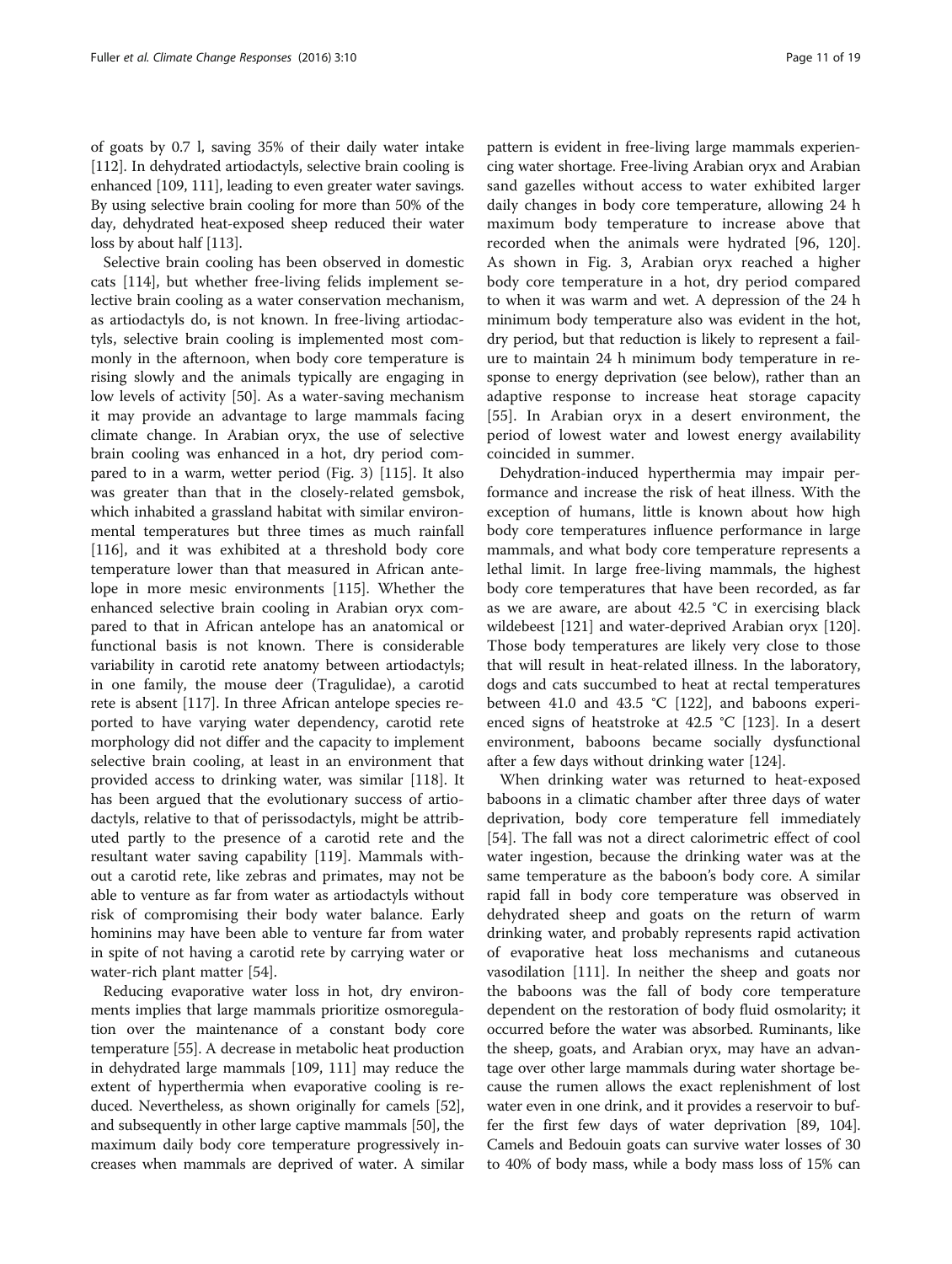of goats by 0.7 l, saving 35% of their daily water intake [112]. In dehydrated artiodactyls, selective brain cooling is enhanced [109, 111], leading to even greater water savings. By using selective brain cooling for more than 50% of the day, dehydrated heat-exposed sheep reduced their water loss by about half [113].

Selective brain cooling has been observed in domestic cats [114], but whether free-living felids implement selective brain cooling as a water conservation mechanism, as artiodactyls do, is not known. In free-living artiodactyls, selective brain cooling is implemented most commonly in the afternoon, when body core temperature is rising slowly and the animals typically are engaging in low levels of activity [50]. As a water-saving mechanism it may provide an advantage to large mammals facing climate change. In Arabian oryx, the use of selective brain cooling was enhanced in a hot, dry period compared to in a warm, wetter period (Fig. 3) [115]. It also was greater than that in the closely-related gemsbok, which inhabited a grassland habitat with similar environmental temperatures but three times as much rainfall [116], and it was exhibited at a threshold body core temperature lower than that measured in African antelope in more mesic environments [115]. Whether the enhanced selective brain cooling in Arabian oryx compared to that in African antelope has an anatomical or functional basis is not known. There is considerable variability in carotid rete anatomy between artiodactyls; in one family, the mouse deer (Tragulidae), a carotid rete is absent [117]. In three African antelope species reported to have varying water dependency, carotid rete morphology did not differ and the capacity to implement selective brain cooling, at least in an environment that provided access to drinking water, was similar [118]. It has been argued that the evolutionary success of artiodactyls, relative to that of perissodactyls, might be attributed partly to the presence of a carotid rete and the resultant water saving capability [119]. Mammals without a carotid rete, like zebras and primates, may not be able to venture as far from water as artiodactyls without risk of compromising their body water balance. Early hominins may have been able to venture far from water in spite of not having a carotid rete by carrying water or water-rich plant matter [54].

Reducing evaporative water loss in hot, dry environments implies that large mammals prioritize osmoregulation over the maintenance of a constant body core temperature [55]. A decrease in metabolic heat production in dehydrated large mammals [109, 111] may reduce the extent of hyperthermia when evaporative cooling is reduced. Nevertheless, as shown originally for camels [52], and subsequently in other large captive mammals [50], the maximum daily body core temperature progressively increases when mammals are deprived of water. A similar pattern is evident in free-living large mammals experiencing water shortage. Free-living Arabian oryx and Arabian sand gazelles without access to water exhibited larger daily changes in body core temperature, allowing 24 h maximum body temperature to increase above that recorded when the animals were hydrated [96, 120]. As shown in Fig. 3, Arabian oryx reached a higher body core temperature in a hot, dry period compared to when it was warm and wet. A depression of the 24 h minimum body temperature also was evident in the hot, dry period, but that reduction is likely to represent a failure to maintain 24 h minimum body temperature in response to energy deprivation (see below), rather than an adaptive response to increase heat storage capacity [55]. In Arabian oryx in a desert environment, the period of lowest water and lowest energy availability coincided in summer.

Dehydration-induced hyperthermia may impair performance and increase the risk of heat illness. With the exception of humans, little is known about how high body core temperatures influence performance in large mammals, and what body core temperature represents a lethal limit. In large free-living mammals, the highest body core temperatures that have been recorded, as far as we are aware, are about 42.5 °C in exercising black wildebeest [121] and water-deprived Arabian oryx [120]. Those body temperatures are likely very close to those that will result in heat-related illness. In the laboratory, dogs and cats succumbed to heat at rectal temperatures between 41.0 and 43.5 °C [122], and baboons experienced signs of heatstroke at 42.5 °C [123]. In a desert environment, baboons became socially dysfunctional after a few days without drinking water [124].

When drinking water was returned to heat-exposed baboons in a climatic chamber after three days of water deprivation, body core temperature fell immediately [54]. The fall was not a direct calorimetric effect of cool water ingestion, because the drinking water was at the same temperature as the baboon's body core. A similar rapid fall in body core temperature was observed in dehydrated sheep and goats on the return of warm drinking water, and probably represents rapid activation of evaporative heat loss mechanisms and cutaneous vasodilation [111]. In neither the sheep and goats nor the baboons was the fall of body core temperature dependent on the restoration of body fluid osmolarity; it occurred before the water was absorbed. Ruminants, like the sheep, goats, and Arabian oryx, may have an advantage over other large mammals during water shortage because the rumen allows the exact replenishment of lost water even in one drink, and it provides a reservoir to buffer the first few days of water deprivation [89, 104]. Camels and Bedouin goats can survive water losses of 30 to 40% of body mass, while a body mass loss of 15% can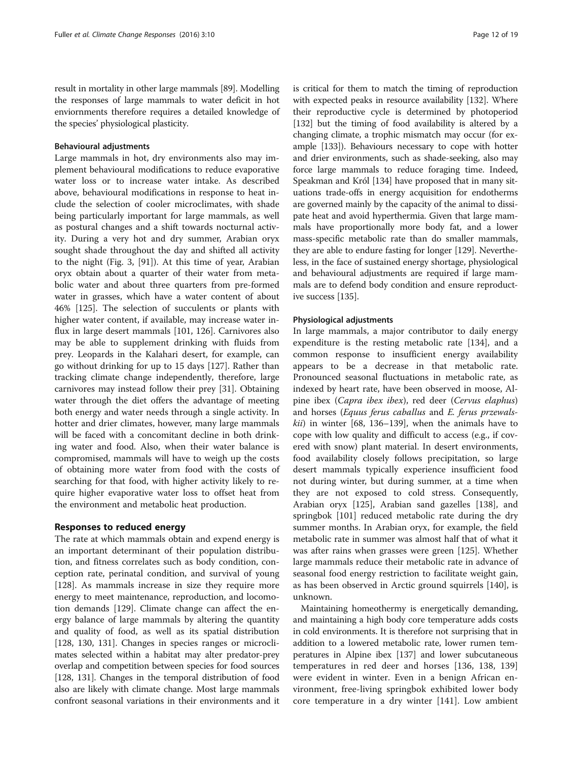result in mortality in other large mammals [89]. Modelling the responses of large mammals to water deficit in hot enviornments therefore requires a detailed knowledge of the species' physiological plasticity.

#### Behavioural adjustments

Large mammals in hot, dry environments also may implement behavioural modifications to reduce evaporative water loss or to increase water intake. As described above, behavioural modifications in response to heat include the selection of cooler microclimates, with shade being particularly important for large mammals, as well as postural changes and a shift towards nocturnal activity. During a very hot and dry summer, Arabian oryx sought shade throughout the day and shifted all activity to the night (Fig. 3, [91]). At this time of year, Arabian oryx obtain about a quarter of their water from metabolic water and about three quarters from pre-formed water in grasses, which have a water content of about 46% [125]. The selection of succulents or plants with higher water content, if available, may increase water influx in large desert mammals [101, 126]. Carnivores also may be able to supplement drinking with fluids from prey. Leopards in the Kalahari desert, for example, can go without drinking for up to 15 days [127]. Rather than tracking climate change independently, therefore, large carnivores may instead follow their prey [31]. Obtaining water through the diet offers the advantage of meeting both energy and water needs through a single activity. In hotter and drier climates, however, many large mammals will be faced with a concomitant decline in both drinking water and food. Also, when their water balance is compromised, mammals will have to weigh up the costs of obtaining more water from food with the costs of searching for that food, with higher activity likely to require higher evaporative water loss to offset heat from the environment and metabolic heat production.

### Responses to reduced energy

The rate at which mammals obtain and expend energy is an important determinant of their population distribution, and fitness correlates such as body condition, conception rate, perinatal condition, and survival of young [128]. As mammals increase in size they require more energy to meet maintenance, reproduction, and locomotion demands [129]. Climate change can affect the energy balance of large mammals by altering the quantity and quality of food, as well as its spatial distribution [128, 130, 131]. Changes in species ranges or microclimates selected within a habitat may alter predator-prey overlap and competition between species for food sources [128, 131]. Changes in the temporal distribution of food also are likely with climate change. Most large mammals confront seasonal variations in their environments and it is critical for them to match the timing of reproduction with expected peaks in resource availability [132]. Where their reproductive cycle is determined by photoperiod [132] but the timing of food availability is altered by a changing climate, a trophic mismatch may occur (for example [133]). Behaviours necessary to cope with hotter and drier environments, such as shade-seeking, also may force large mammals to reduce foraging time. Indeed, Speakman and Król [134] have proposed that in many situations trade-offs in energy acquisition for endotherms are governed mainly by the capacity of the animal to dissipate heat and avoid hyperthermia. Given that large mammals have proportionally more body fat, and a lower mass-specific metabolic rate than do smaller mammals, they are able to endure fasting for longer [129]. Nevertheless, in the face of sustained energy shortage, physiological and behavioural adjustments are required if large mammals are to defend body condition and ensure reproductive success [135].

#### Physiological adjustments

In large mammals, a major contributor to daily energy expenditure is the resting metabolic rate [134], and a common response to insufficient energy availability appears to be a decrease in that metabolic rate. Pronounced seasonal fluctuations in metabolic rate, as indexed by heart rate, have been observed in moose, Alpine ibex (*Capra ibex ibex*), red deer (*Cervus elaphus*) and horses (*Equus ferus caballus* and *E. ferus przewalskii*) in winter [68, 136–139], when the animals have to cope with low quality and difficult to access (e.g., if covered with snow) plant material. In desert environments, food availability closely follows precipitation, so large desert mammals typically experience insufficient food not during winter, but during summer, at a time when they are not exposed to cold stress. Consequently, Arabian oryx [125], Arabian sand gazelles [138], and springbok [101] reduced metabolic rate during the dry summer months. In Arabian oryx, for example, the field metabolic rate in summer was almost half that of what it was after rains when grasses were green [125]. Whether large mammals reduce their metabolic rate in advance of seasonal food energy restriction to facilitate weight gain, as has been observed in Arctic ground squirrels [140], is unknown.

Maintaining homeothermy is energetically demanding, and maintaining a high body core temperature adds costs in cold environments. It is therefore not surprising that in addition to a lowered metabolic rate, lower rumen temperatures in Alpine ibex [137] and lower subcutaneous temperatures in red deer and horses [136, 138, 139] were evident in winter. Even in a benign African environment, free-living springbok exhibited lower body core temperature in a dry winter [141]. Low ambient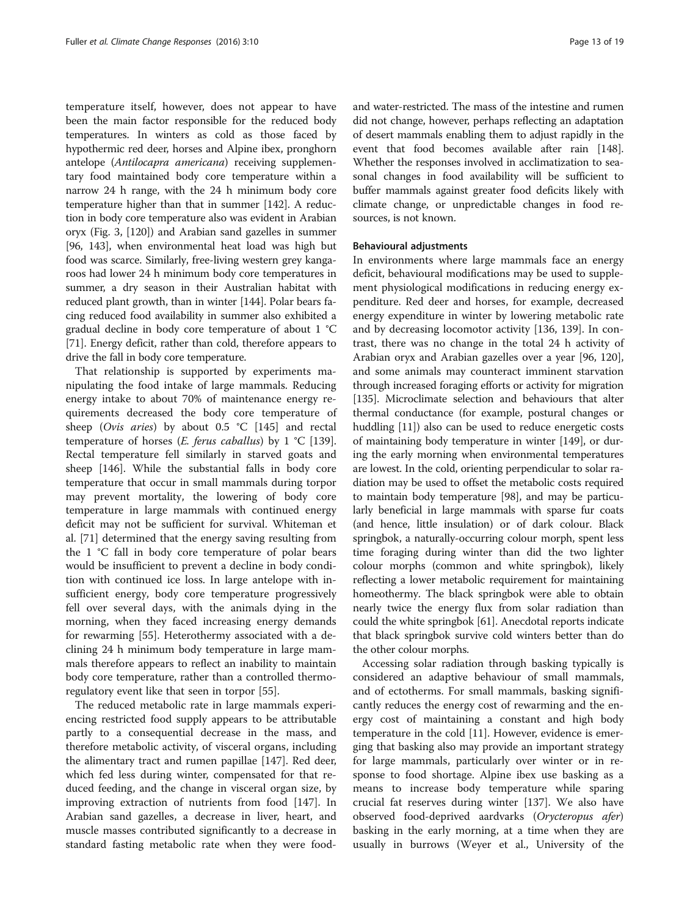temperature itself, however, does not appear to have been the main factor responsible for the reduced body temperatures. In winters as cold as those faced by hypothermic red deer, horses and Alpine ibex, pronghorn antelope (*Antilocapra americana*) receiving supplementary food maintained body core temperature within a narrow 24 h range, with the 24 h minimum body core temperature higher than that in summer [142]. A reduction in body core temperature also was evident in Arabian oryx (Fig. 3, [120]) and Arabian sand gazelles in summer [96, 143], when environmental heat load was high but food was scarce. Similarly, free-living western grey kangaroos had lower 24 h minimum body core temperatures in summer, a dry season in their Australian habitat with reduced plant growth, than in winter [144]. Polar bears facing reduced food availability in summer also exhibited a gradual decline in body core temperature of about 1 °C [71]. Energy deficit, rather than cold, therefore appears to drive the fall in body core temperature.

That relationship is supported by experiments manipulating the food intake of large mammals. Reducing energy intake to about 70% of maintenance energy requirements decreased the body core temperature of sheep (*Ovis aries*) by about 0.5 °C [145] and rectal temperature of horses (*E. ferus caballus*) by 1 °C [139]. Rectal temperature fell similarly in starved goats and sheep [146]. While the substantial falls in body core temperature that occur in small mammals during torpor may prevent mortality, the lowering of body core temperature in large mammals with continued energy deficit may not be sufficient for survival. Whiteman et al. [71] determined that the energy saving resulting from the 1 °C fall in body core temperature of polar bears would be insufficient to prevent a decline in body condition with continued ice loss. In large antelope with insufficient energy, body core temperature progressively fell over several days, with the animals dying in the morning, when they faced increasing energy demands for rewarming [55]. Heterothermy associated with a declining 24 h minimum body temperature in large mammals therefore appears to reflect an inability to maintain body core temperature, rather than a controlled thermoregulatory event like that seen in torpor [55].

The reduced metabolic rate in large mammals experiencing restricted food supply appears to be attributable partly to a consequential decrease in the mass, and therefore metabolic activity, of visceral organs, including the alimentary tract and rumen papillae [147]. Red deer, which fed less during winter, compensated for that reduced feeding, and the change in visceral organ size, by improving extraction of nutrients from food [147]. In Arabian sand gazelles, a decrease in liver, heart, and muscle masses contributed significantly to a decrease in standard fasting metabolic rate when they were food- and water-restricted. The mass of the intestine and rumen did not change, however, perhaps reflecting an adaptation of desert mammals enabling them to adjust rapidly in the event that food becomes available after rain [148]. Whether the responses involved in acclimatization to seasonal changes in food availability will be sufficient to buffer mammals against greater food deficits likely with climate change, or unpredictable changes in food resources, is not known.

### Behavioural adjustments

In environments where large mammals face an energy deficit, behavioural modifications may be used to supplement physiological modifications in reducing energy expenditure. Red deer and horses, for example, decreased energy expenditure in winter by lowering metabolic rate and by decreasing locomotor activity [136, 139]. In contrast, there was no change in the total 24 h activity of Arabian oryx and Arabian gazelles over a year [96, 120], and some animals may counteract imminent starvation through increased foraging efforts or activity for migration [135]. Microclimate selection and behaviours that alter thermal conductance (for example, postural changes or huddling [11]) also can be used to reduce energetic costs of maintaining body temperature in winter [149], or during the early morning when environmental temperatures are lowest. In the cold, orienting perpendicular to solar radiation may be used to offset the metabolic costs required to maintain body temperature [98], and may be particularly beneficial in large mammals with sparse fur coats (and hence, little insulation) or of dark colour. Black springbok, a naturally-occurring colour morph, spent less time foraging during winter than did the two lighter colour morphs (common and white springbok), likely reflecting a lower metabolic requirement for maintaining homeothermy. The black springbok were able to obtain nearly twice the energy flux from solar radiation than could the white springbok [61]. Anecdotal reports indicate that black springbok survive cold winters better than do the other colour morphs.

Accessing solar radiation through basking typically is considered an adaptive behaviour of small mammals, and of ectotherms. For small mammals, basking significantly reduces the energy cost of rewarming and the energy cost of maintaining a constant and high body temperature in the cold [11]. However, evidence is emerging that basking also may provide an important strategy for large mammals, particularly over winter or in response to food shortage. Alpine ibex use basking as a means to increase body temperature while sparing crucial fat reserves during winter [137]. We also have observed food-deprived aardvarks (*Orycteropus afer*) basking in the early morning, at a time when they are usually in burrows (Weyer et al., University of the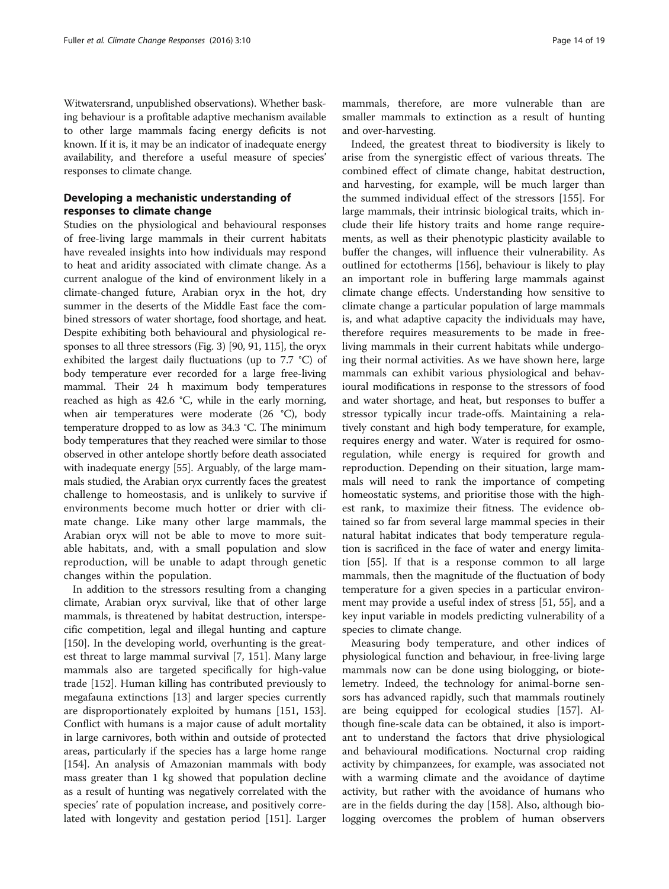Witwatersrand, unpublished observations). Whether basking behaviour is a profitable adaptive mechanism available to other large mammals facing energy deficits is not known. If it is, it may be an indicator of inadequate energy availability, and therefore a useful measure of species' responses to climate change.

## Developing a mechanistic understanding of responses to climate change

Studies on the physiological and behavioural responses of free-living large mammals in their current habitats have revealed insights into how individuals may respond to heat and aridity associated with climate change. As a current analogue of the kind of environment likely in a climate-changed future, Arabian oryx in the hot, dry summer in the deserts of the Middle East face the combined stressors of water shortage, food shortage, and heat. Despite exhibiting both behavioural and physiological responses to all three stressors (Fig. 3) [90, 91, 115], the oryx exhibited the largest daily fluctuations (up to 7.7 °C) of body temperature ever recorded for a large free-living mammal. Their 24 h maximum body temperatures reached as high as 42.6 °C, while in the early morning, when air temperatures were moderate (26 °C), body temperature dropped to as low as 34.3 °C. The minimum body temperatures that they reached were similar to those observed in other antelope shortly before death associated with inadequate energy [55]. Arguably, of the large mammals studied, the Arabian oryx currently faces the greatest challenge to homeostasis, and is unlikely to survive if environments become much hotter or drier with climate change. Like many other large mammals, the Arabian oryx will not be able to move to more suitable habitats, and, with a small population and slow reproduction, will be unable to adapt through genetic changes within the population.

In addition to the stressors resulting from a changing climate, Arabian oryx survival, like that of other large mammals, is threatened by habitat destruction, interspecific competition, legal and illegal hunting and capture [150]. In the developing world, overhunting is the greatest threat to large mammal survival [7, 151]. Many large mammals also are targeted specifically for high-value trade [152]. Human killing has contributed previously to megafauna extinctions [13] and larger species currently are disproportionately exploited by humans [151, 153]. Conflict with humans is a major cause of adult mortality in large carnivores, both within and outside of protected areas, particularly if the species has a large home range [154]. An analysis of Amazonian mammals with body mass greater than 1 kg showed that population decline as a result of hunting was negatively correlated with the species' rate of population increase, and positively correlated with longevity and gestation period [151]. Larger mammals, therefore, are more vulnerable than are smaller mammals to extinction as a result of hunting and over-harvesting.

Indeed, the greatest threat to biodiversity is likely to arise from the synergistic effect of various threats. The combined effect of climate change, habitat destruction, and harvesting, for example, will be much larger than the summed individual effect of the stressors [155]. For large mammals, their intrinsic biological traits, which include their life history traits and home range requirements, as well as their phenotypic plasticity available to buffer the changes, will influence their vulnerability. As outlined for ectotherms [156], behaviour is likely to play an important role in buffering large mammals against climate change effects. Understanding how sensitive to climate change a particular population of large mammals is, and what adaptive capacity the individuals may have, therefore requires measurements to be made in free-living mammals in their current habitats while undergoing their normal activities. As we have shown here, large mammals can exhibit various physiological and behavioural modifications in response to the stressors of food and water shortage, and heat, but responses to buffer a stressor typically incur trade-offs. Maintaining a relatively constant and high body temperature, for example, requires energy and water. Water is required for osmoregulation, while energy is required for growth and reproduction. Depending on their situation, large mammals will need to rank the importance of competing homeostatic systems, and prioritise those with the highest rank, to maximize their fitness. The evidence obtained so far from several large mammal species in their natural habitat indicates that body temperature regulation is sacrificed in the face of water and energy limitation [55]. If that is a response common to all large mammals, then the magnitude of the fluctuation of body temperature for a given species in a particular environment may provide a useful index of stress [51, 55], and a key input variable in models predicting vulnerability of a species to climate change.

Measuring body temperature, and other indices of physiological function and behaviour, in free-living large mammals now can be done using biologging, or biotelemetry. Indeed, the technology for animal-borne sensors has advanced rapidly, such that mammals routinely are being equipped for ecological studies [157]. Although fine-scale data can be obtained, it also is important to understand the factors that drive physiological and behavioural modifications. Nocturnal crop raiding activity by chimpanzees, for example, was associated not with a warming climate and the avoidance of daytime activity, but rather with the avoidance of humans who are in the fields during the day [158]. Also, although biologging overcomes the problem of human observers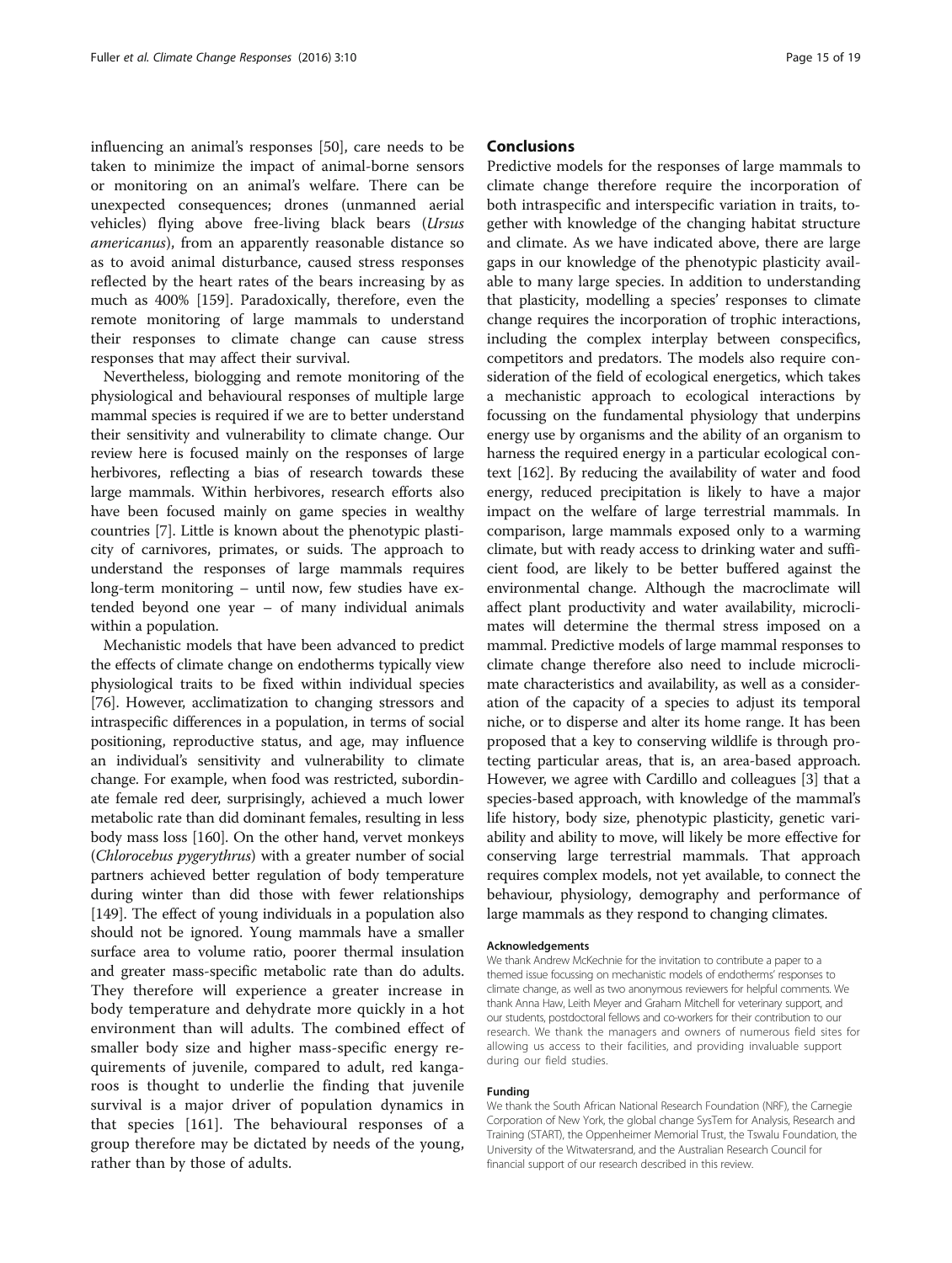influencing an animal's responses [50], care needs to be taken to minimize the impact of animal-borne sensors or monitoring on an animal's welfare. There can be unexpected consequences; drones (unmanned aerial vehicles) flying above free-living black bears (*Ursus americanus*), from an apparently reasonable distance so as to avoid animal disturbance, caused stress responses reflected by the heart rates of the bears increasing by as much as 400% [159]. Paradoxically, therefore, even the remote monitoring of large mammals to understand their responses to climate change can cause stress responses that may affect their survival.

Nevertheless, biologging and remote monitoring of the physiological and behavioural responses of multiple large mammal species is required if we are to better understand their sensitivity and vulnerability to climate change. Our review here is focused mainly on the responses of large herbivores, reflecting a bias of research towards these large mammals. Within herbivores, research efforts also have been focused mainly on game species in wealthy countries [7]. Little is known about the phenotypic plasticity of carnivores, primates, or suids. The approach to understand the responses of large mammals requires long-term monitoring – until now, few studies have extended beyond one year – of many individual animals within a population.

Mechanistic models that have been advanced to predict the effects of climate change on endotherms typically view physiological traits to be fixed within individual species [76]. However, acclimatization to changing stressors and intraspecific differences in a population, in terms of social positioning, reproductive status, and age, may influence an individual's sensitivity and vulnerability to climate change. For example, when food was restricted, subordinate female red deer, surprisingly, achieved a much lower metabolic rate than did dominant females, resulting in less body mass loss [160]. On the other hand, vervet monkeys (*Chlorocebus pygerythrus*) with a greater number of social partners achieved better regulation of body temperature during winter than did those with fewer relationships [149]. The effect of young individuals in a population also should not be ignored. Young mammals have a smaller surface area to volume ratio, poorer thermal insulation and greater mass-specific metabolic rate than do adults. They therefore will experience a greater increase in body temperature and dehydrate more quickly in a hot environment than will adults. The combined effect of smaller body size and higher mass-specific energy requirements of juvenile, compared to adult, red kangaroos is thought to underlie the finding that juvenile survival is a major driver of population dynamics in that species [161]. The behavioural responses of a group therefore may be dictated by needs of the young, rather than by those of adults.

## Conclusions

Predictive models for the responses of large mammals to climate change therefore require the incorporation of both intraspecific and interspecific variation in traits, together with knowledge of the changing habitat structure and climate. As we have indicated above, there are large gaps in our knowledge of the phenotypic plasticity available to many large species. In addition to understanding that plasticity, modelling a species' responses to climate change requires the incorporation of trophic interactions, including the complex interplay between conspecifics, competitors and predators. The models also require consideration of the field of ecological energetics, which takes a mechanistic approach to ecological interactions by focussing on the fundamental physiology that underpins energy use by organisms and the ability of an organism to harness the required energy in a particular ecological context [162]. By reducing the availability of water and food energy, reduced precipitation is likely to have a major impact on the welfare of large terrestrial mammals. In comparison, large mammals exposed only to a warming climate, but with ready access to drinking water and sufficient food, are likely to be better buffered against the environmental change. Although the macroclimate will affect plant productivity and water availability, microclimates will determine the thermal stress imposed on a mammal. Predictive models of large mammal responses to climate change therefore also need to include microclimate characteristics and availability, as well as a consideration of the capacity of a species to adjust its temporal niche, or to disperse and alter its home range. It has been proposed that a key to conserving wildlife is through protecting particular areas, that is, an area-based approach. However, we agree with Cardillo and colleagues [3] that a species-based approach, with knowledge of the mammal's life history, body size, phenotypic plasticity, genetic variability and ability to move, will likely be more effective for conserving large terrestrial mammals. That approach requires complex models, not yet available, to connect the behaviour, physiology, demography and performance of large mammals as they respond to changing climates.

#### Acknowledgements

We thank Andrew McKechnie for the invitation to contribute a paper to a themed issue focussing on mechanistic models of endotherms' responses to climate change, as well as two anonymous reviewers for helpful comments. We thank Anna Haw, Leith Meyer and Graham Mitchell for veterinary support, and our students, postdoctoral fellows and co-workers for their contribution to our research. We thank the managers and owners of numerous field sites for allowing us access to their facilities, and providing invaluable support during our field studies.

#### Funding

We thank the South African National Research Foundation (NRF), the Carnegie Corporation of New York, the global change SysTem for Analysis, Research and Training (START), the Oppenheimer Memorial Trust, the Tswalu Foundation, the University of the Witwatersrand, and the Australian Research Council for financial support of our research described in this review.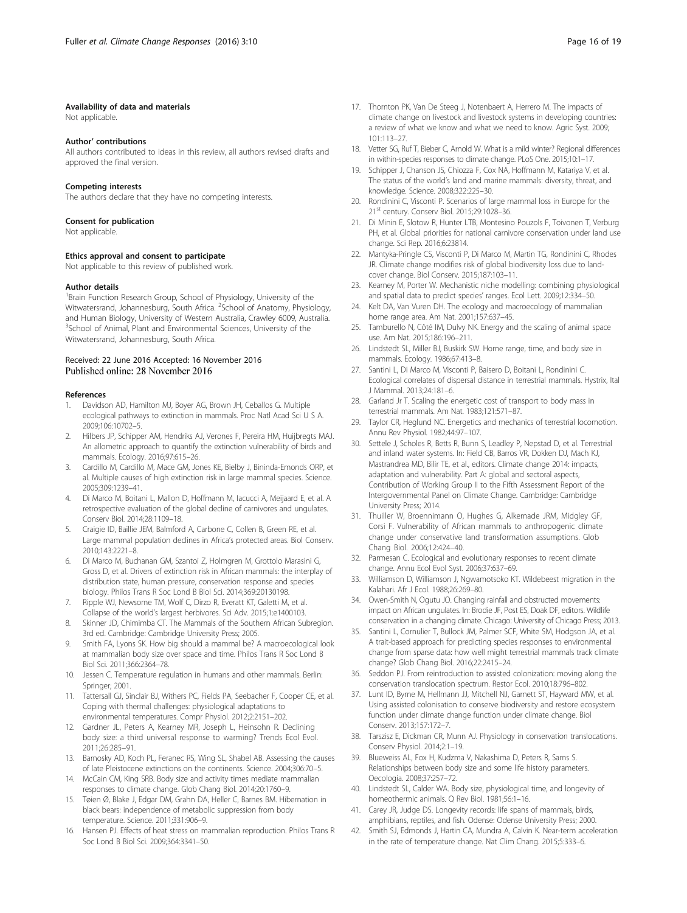#### Availability of data and materials

Not applicable.

#### Author' contributions

All authors contributed to ideas in this review, all authors revised drafts and approved the final version.

#### Competing interests

The authors declare that they have no competing interests.

#### Consent for publication

Not applicable.

#### Ethics approval and consent to participate

Not applicable to this review of published work.

#### Author details

[1]Brain Function Research Group, School of Physiology, University of the Witwatersrand, Johannesburg, South Africa. [2]School of Anatomy, Physiology, and Human Biology, University of Western Australia, Crawley 6009, Australia. [3]School of Animal, Plant and Environmental Sciences, University of the Witwatersrand, Johannesburg, South Africa.

Received: 22 June 2016 Accepted: 16 November 2016
Published online: 28 November 2016

#### References

1. Davidson AD, Hamilton MJ, Boyer AG, Brown JH, Ceballos G. Multiple ecological pathways to extinction in mammals. Proc Natl Acad Sci U S A. 2009;106:10702–5.
2. Hilbers JP, Schipper AM, Hendriks AJ, Verones F, Pereira HM, Huijbregts MAJ. An allometric approach to quantify the extinction vulnerability of birds and mammals. Ecology. 2016;97:615–26.
3. Cardillo M, Cardillo M, Mace GM, Jones KE, Bielby J, Bininda-Emonds ORP, et al. Multiple causes of high extinction risk in large mammal species. Science. 2005;309:1239–41.
4. Di Marco M, Boitani L, Mallon D, Hoffmann M, Iacucci A, Meijaard E, et al. A retrospective evaluation of the global decline of carnivores and ungulates. Conserv Biol. 2014;28:1109–18.
5. Craigie ID, Baillie JEM, Balmford A, Carbone C, Collen B, Green RE, et al. Large mammal population declines in Africa's protected areas. Biol Conserv. 2010;143:2221–8.
6. Di Marco M, Buchanan GM, Szantoi Z, Holmgren M, Grottolo Marasini G, Gross D, et al. Drivers of extinction risk in African mammals: the interplay of distribution state, human pressure, conservation response and species biology. Philos Trans R Soc Lond B Biol Sci. 2014;369:20130198.
7. Ripple WJ, Newsome TM, Wolf C, Dirzo R, Everatt KT, Galetti M, et al. Collapse of the world's largest herbivores. Sci Adv. 2015;1:e1400103.
8. Skinner JD, Chimimba CT. The Mammals of the Southern African Subregion. 3rd ed. Cambridge: Cambridge University Press; 2005.
9. Smith FA, Lyons SK. How big should a mammal be? A macroecological look at mammalian body size over space and time. Philos Trans R Soc Lond B Biol Sci. 2011;366:2364–78.
10. Jessen C. Temperature regulation in humans and other mammals. Berlin: Springer; 2001.
11. Tattersall GJ, Sinclair BJ, Withers PC, Fields PA, Seebacher F, Cooper CE, et al. Coping with thermal challenges: physiological adaptations to environmental temperatures. Compr Physiol. 2012;2:2151–202.
12. Gardner JL, Peters A, Kearney MR, Joseph L, Heinsohn R. Declining body size: a third universal response to warming? Trends Ecol Evol. 2011;26:285–91.
13. Barnosky AD, Koch PL, Feranec RS, Wing SL, Shabel AB. Assessing the causes of late Pleistocene extinctions on the continents. Science. 2004;306:70–5.
14. McCain CM, King SRB. Body size and activity times mediate mammalian responses to climate change. Glob Chang Biol. 2014;20:1760–9.
15. Tøien Ø, Blake J, Edgar DM, Grahn DA, Heller C, Barnes BM. Hibernation in black bears: independence of metabolic suppression from body temperature. Science. 2011;331:906–9.
16. Hansen PJ. Effects of heat stress on mammalian reproduction. Philos Trans R Soc Lond B Biol Sci. 2009;364:3341–50.
17. Thornton PK, Van De Steeg J, Notenbaert A, Herrero M. The impacts of climate change on livestock and livestock systems in developing countries: a review of what we know and what we need to know. Agric Syst. 2009; 101:113–27.
18. Vetter SG, Ruf T, Bieber C, Arnold W. What is a mild winter? Regional differences in within-species responses to climate change. PLoS One. 2015;10:1–17.
19. Schipper J, Chanson JS, Chiozza F, Cox NA, Hoffmann M, Katariya V, et al. The status of the world's land and marine mammals: diversity, threat, and knowledge. Science. 2008;322:225–30.
20. Rondinini C, Visconti P. Scenarios of large mammal loss in Europe for the 21st century. Conserv Biol. 2015;29:1028–36.
21. Di Minin E, Slotow R, Hunter LTB, Montesino Pouzols F, Toivonen T, Verburg PH, et al. Global priorities for national carnivore conservation under land use change. Sci Rep. 2016;6:23814.
22. Mantyka-Pringle CS, Visconti P, Di Marco M, Martin TG, Rondinini C, Rhodes JR. Climate change modifies risk of global biodiversity loss due to land-cover change. Biol Conserv. 2015;187:103–11.
23. Kearney M, Porter W. Mechanistic niche modelling: combining physiological and spatial data to predict species' ranges. Ecol Lett. 2009;12:334–50.
24. Kelt DA, Van Vuren DH. The ecology and macroecology of mammalian home range area. Am Nat. 2001;157:637–45.
25. Tamburello N, Côté IM, Dulvy NK. Energy and the scaling of animal space use. Am Nat. 2015;186:196–211.
26. Lindstedt SL, Miller BJ, Buskirk SW. Home range, time, and body size in mammals. Ecology. 1986;67:413–8.
27. Santini L, Di Marco M, Visconti P, Baisero D, Boitani L, Rondinini C. Ecological correlates of dispersal distance in terrestrial mammals. Hystrix, Ital J Mammal. 2013;24:181–6.
28. Garland Jr T. Scaling the energetic cost of transport to body mass in terrestrial mammals. Am Nat. 1983;121:571–87.
29. Taylor CR, Heglund NC. Energetics and mechanics of terrestrial locomotion. Annu Rev Physiol. 1982;44:97–107.
30. Settele J, Scholes R, Betts R, Bunn S, Leadley P, Nepstad D, et al. Terrestrial and inland water systems. In: Field CB, Barros VR, Dokken DJ, Mach KJ, Mastrandrea MD, Bilir TE, et al., editors. Climate change 2014: impacts, adaptation and vulnerability. Part A: global and sectoral aspects, Contribution of Working Group II to the Fifth Assessment Report of the Intergovernmental Panel on Climate Change. Cambridge: Cambridge University Press; 2014.
31. Thuiller W, Broennimann O, Hughes G, Alkemade JRM, Midgley GF, Corsi F. Vulnerability of African mammals to anthropogenic climate change under conservative land transformation assumptions. Glob Chang Biol. 2006;12:424–40.
32. Parmesan C. Ecological and evolutionary responses to recent climate change. Annu Rev Ecol Evol Syst. 2006;37:637–69.
33. Williamson D, Williamson J, Ngwamotsoko KT. Wildebeest migration in the Kalahari. Afr J Ecol. 1988;26:269–80.
34. Owen-Smith N, Ogutu JO. Changing rainfall and obstructed movements: impact on African ungulates. In: Brodie JF, Post ES, Doak DF, editors. Wildlife conservation in a changing climate. Chicago: University of Chicago Press; 2013.
35. Santini L, Cornulier T, Bullock JM, Palmer SCF, White SM, Hodgson JA, et al. A trait-based approach for predicting species responses to environmental change from sparse data: how well might terrestrial mammals track climate change? Glob Chang Biol. 2016;22:2415–24.
36. Seddon PJ. From reintroduction to assisted colonization: moving along the conservation translocation spectrum. Restor Ecol. 2010;18:796–802.
37. Lunt ID, Byrne M, Hellmann JJ, Mitchell NJ, Garnett ST, Hayward MW, et al. Using assisted colonisation to conserve biodiversity and restore ecosystem function under climate change function under climate change. Biol Conserv. 2013;157:172–7.
38. Tarszisz E, Dickman CR, Munn AJ. Physiology in conservation translocations. Conserv Physiol. 2014;2:1–19.
39. Blueweiss AL, Fox H, Kudzma V, Nakashima D, Peters R, Sams S. Relationships between body size and some life history parameters. Oecologia. 2008;37:257–72.
40. Lindstedt SL, Calder WA. Body size, physiological time, and longevity of homeothermic animals. Q Rev Biol. 1981;56:1–16.
41. Carey JR, Judge DS. Longevity records: life spans of mammals, birds, amphibians, reptiles, and fish. Odense: Odense University Press; 2000.
42. Smith SJ, Edmonds J, Hartin CA, Mundra A, Calvin K. Near-term acceleration in the rate of temperature change. Nat Clim Chang. 2015;5:333–6.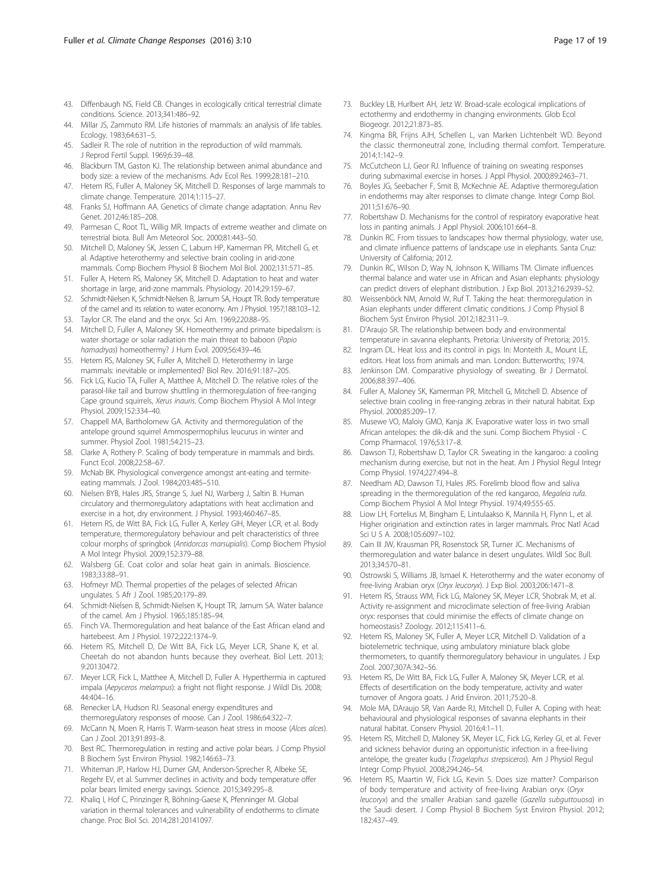43. Diffenbaugh NS, Field CB. Changes in ecologically critical terrestrial climate conditions. Science. 2013;341:486–92.
44. Millar JS, Zammuto RM. Life histories of mammals: an analysis of life tables. Ecology. 1983;64:631–5.
45. Sadleir R. The role of nutrition in the reproduction of wild mammals. J Reprod Fertil Suppl. 1969;6:39–48.
46. Blackburn TM, Gaston KJ. The relationship between animal abundance and body size: a review of the mechanisms. Adv Ecol Res. 1999;28:181–210.
47. Hetem RS, Fuller A, Maloney SK, Mitchell D. Responses of large mammals to climate change. Temperature. 2014;1:115–27.
48. Franks SJ, Hoffmann AA. Genetics of climate change adaptation. Annu Rev Genet. 2012;46:185–208.
49. Parmesan C, Root TL, Willig MR. Impacts of extreme weather and climate on terrestrial biota. Bull Am Meteorol Soc. 2000;81:443–50.
50. Mitchell D, Maloney SK, Jessen C, Laburn HP, Kamerman PR, Mitchell G, et al. Adaptive heterothermy and selective brain cooling in arid-zone mammals. Comp Biochem Physiol B Biochem Mol Biol. 2002;131:571–85.
51. Fuller A, Hetem RS, Maloney SK, Mitchell D. Adaptation to heat and water shortage in large, arid-zone mammals. Physiology. 2014;29:159–67.
52. Schmidt-Nielsen K, Schmidt-Nielsen B, Jarnum SA, Houpt TR. Body temperature of the camel and its relation to water economy. Am J Physiol. 1957;188:103–12.
53. Taylor CR. The eland and the oryx. Sci Am. 1969;220:88–95.
54. Mitchell D, Fuller A, Maloney SK. Homeothermy and primate bipedalism: is water shortage or solar radiation the main threat to baboon (*Papio hamadryas*) homeothermy? J Hum Evol. 2009;56:439–46.
55. Hetem RS, Maloney SK, Fuller A, Mitchell D. Heterothermy in large mammals: inevitable or implemented? Biol Rev. 2016;91:187–205.
56. Fick LG, Kucio TA, Fuller A, Matthee A, Mitchell D. The relative roles of the parasol-like tail and burrow shuttling in thermoregulation of free-ranging Cape ground squirrels, *Xerus inauris*. Comp Biochem Physiol A Mol Integr Physiol. 2009;152:334–40.
57. Chappell MA, Bartholomew GA. Activity and thermoregulation of the antelope ground squirrel Ammospermophilus leucurus in winter and summer. Physiol Zool. 1981;54:215–23.
58. Clarke A, Rothery P. Scaling of body temperature in mammals and birds. Funct Ecol. 2008;22:58–67.
59. McNab BK. Physiological convergence amongst ant-eating and termite-eating mammals. J Zool. 1984;203:485–510.
60. Nielsen BYB, Hales JRS, Strange S, Juel NJ, Warberg J, Saltin B. Human circulatory and thermoregulatory adaptations with heat acclimation and exercise in a hot, dry environment. J Physiol. 1993;460:467–85.
61. Hetem RS, de Witt BA, Fick LG, Fuller A, Kerley GIH, Meyer LCR, et al. Body temperature, thermoregulatory behaviour and pelt characteristics of three colour morphs of springbok (*Antidorcas marsupialis*). Comp Biochem Physiol A Mol Integr Physiol. 2009;152:379–88.
62. Walsberg GE. Coat color and solar heat gain in animals. Bioscience. 1983;33:88–91.
63. Hofmeyr MD. Thermal properties of the pelages of selected African ungulates. S Afr J Zool. 1985;20:179–89.
64. Schmidt-Nielsen B, Schmidt-Nielsen K, Houpt TR, Jarnum SA. Water balance of the camel. Am J Physiol. 1965;185:185–94.
65. Finch VA. Thermoregulation and heat balance of the East African eland and hartebeest. Am J Physiol. 1972;222:1374–9.
66. Hetem RS, Mitchell D, De Witt BA, Fick LG, Meyer LCR, Shane K, et al. Cheetah do not abandon hunts because they overheat. Biol Lett. 2013; 9:20130472.
67. Meyer LCR, Fick L, Matthee A, Mitchell D, Fuller A. Hyperthermia in captured impala (*Aepyceros melampus*): a fright not flight response. J Wildl Dis. 2008; 44:404–16.
68. Renecker LA, Hudson RJ. Seasonal energy expenditures and thermoregulatory responses of moose. Can J Zool. 1986;64:322–7.
69. McCann N, Moen R, Harris T. Warm-season heat stress in moose (*Alces alces*). Can J Zool. 2013;91:893–8.
70. Best RC. Thermoregulation in resting and active polar bears. J Comp Physiol B Biochem Syst Environ Physiol. 1982;146:63–73.
71. Whiteman JP, Harlow HJ, Durner GM, Anderson-Sprecher R, Albeke SE, Regehr EV, et al. Summer declines in activity and body temperature offer polar bears limited energy savings. Science. 2015;349:295–8.
72. Khaliq I, Hof C, Prinzinger R, Böhning-Gaese K, Pfenninger M. Global variation in thermal tolerances and vulnerability of endotherms to climate change. Proc Biol Sci. 2014;281:20141097.
73. Buckley LB, Hurlbert AH, Jetz W. Broad-scale ecological implications of ectothermy and endothermy in changing environments. Glob Ecol Biogeogr. 2012;21:873–85.
74. Kingma BR, Frijns AJH, Schellen L, van Marken Lichtenbelt WD. Beyond the classic thermoneutral zone, Including thermal comfort. Temperature. 2014;1:142–9.
75. McCutcheon LJ, Geor RJ. Influence of training on sweating responses during submaximal exercise in horses. J Appl Physiol. 2000;89:2463–71.
76. Boyles JG, Seebacher F, Smit B, McKechnie AE. Adaptive thermoregulation in endotherms may alter responses to climate change. Integr Comp Biol. 2011;51:676–90.
77. Robertshaw D. Mechanisms for the control of respiratory evaporative heat loss in panting animals. J Appl Physiol. 2006;101:664–8.
78. Dunkin RC. From tissues to landscapes: how thermal physiology, water use, and climate influence patterns of landscape use in elephants. Santa Cruz: University of California; 2012.
79. Dunkin RC, Wilson D, Way N, Johnson K, Williams TM. Climate influences thermal balance and water use in African and Asian elephants: physiology can predict drivers of elephant distribution. J Exp Biol. 2013;216:2939–52.
80. Weissenböck NM, Arnold W, Ruf T. Taking the heat: thermoregulation in Asian elephants under different climatic conditions. J Comp Physiol B Biochem Syst Environ Physiol. 2012;182:311–9.
81. D'Araujo SR. The relationship between body and environmental temperature in savanna elephants. Pretoria: University of Pretoria; 2015.
82. Ingram DL. Heat loss and its control in pigs. In: Monteith JL, Mount LE, editors. Heat loss from animals and man. London: Butterworths; 1974.
83. Jenkinson DM. Comparative physiology of sweating. Br J Dermatol. 2006;88:397–406.
84. Fuller A, Maloney SK, Kamerman PR, Mitchell G, Mitchell D. Absence of selective brain cooling in free-ranging zebras in their natural habitat. Exp Physiol. 2000;85:209–17.
85. Musewe VO, Maloiy GMO, Kanja JK. Evaporative water loss in two small African antelopes: the dik-dik and the suni. Comp Biochem Physiol - C Comp Pharmacol. 1976;53:17–8.
86. Dawson TJ, Robertshaw D, Taylor CR. Sweating in the kangaroo: a cooling mechanism during exercise, but not in the heat. Am J Physiol Regul Integr Comp Physiol. 1974;227:494–8.
87. Needham AD, Dawson TJ, Hales JRS. Forelimb blood flow and saliva spreading in the thermoregulation of the red kangaroo, *Megaleia rufa*. Comp Biochem Physiol A Mol Integr Physiol. 1974;49:555-65.
88. Liow LH, Fortelius M, Bingham E, Lintulaakso K, Mannila H, Flynn L, et al. Higher origination and extinction rates in larger mammals. Proc Natl Acad Sci U S A. 2008;105:6097–102.
89. Cain III JW, Krausman PR, Rosenstock SR, Turner JC. Mechanisms of thermoregulation and water balance in desert ungulates. Wildl Soc Bull. 2013;34:570–81.
90. Ostrowski S, Williams JB, Ismael K. Heterothermy and the water economy of free-living Arabian oryx (*Oryx leucoryx*). J Exp Biol. 2003;206:1471–8.
91. Hetem RS, Strauss WM, Fick LG, Maloney SK, Meyer LCR, Shobrak M, et al. Activity re-assignment and microclimate selection of free-living Arabian oryx: responses that could minimise the effects of climate change on homeostasis? Zoology. 2012;115:411–6.
92. Hetem RS, Maloney SK, Fuller A, Meyer LCR, Mitchell D. Validation of a biotelemetric technique, using ambulatory miniature black globe thermometers, to quantify thermoregulatory behaviour in ungulates. J Exp Zool. 2007;307A:342–56.
93. Hetem RS, De Witt BA, Fick LG, Fuller A, Maloney SK, Meyer LCR, et al. Effects of desertification on the body temperature, activity and water turnover of Angora goats. J Arid Environ. 2011;75:20–8.
94. Mole MA, DAraujo SR, Van Aarde RJ, Mitchell D, Fuller A. Coping with heat: behavioural and physiological responses of savanna elephants in their natural habitat. Conserv Physiol. 2016;4:1–11.
95. Hetem RS, Mitchell D, Maloney SK, Meyer LC, Fick LG, Kerley GI, et al. Fever and sickness behavior during an opportunistic infection in a free-living antelope, the greater kudu (*Tragelaphus strepsiceros*). Am J Physiol Regul Integr Comp Physiol. 2008;294:246–54.
96. Hetem RS, Maartin W, Fick LG, Kevin S. Does size matter? Comparison of body temperature and activity of free-living Arabian oryx (*Oryx leucoryx*) and the smaller Arabian sand gazelle (*Gazella subgttouosa*) in the Saudi desert. J Comp Physiol B Biochem Syst Environ Physiol. 2012; 182:437–49.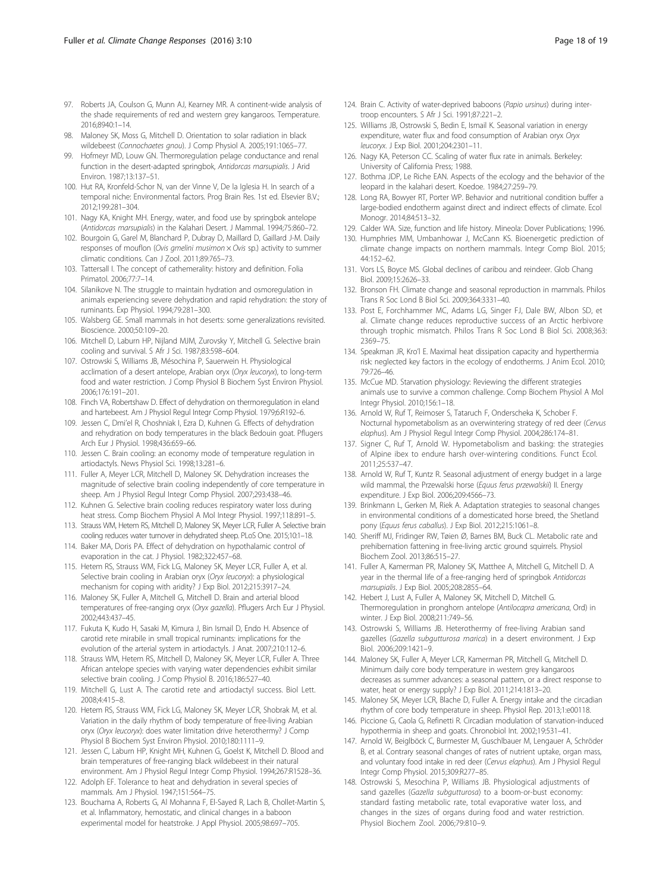97. Roberts JA, Coulson G, Munn AJ, Kearney MR. A continent-wide analysis of the shade requirements of red and western grey kangaroos. Temperature. 2016;8940:1–14.
98. Maloney SK, Moss G, Mitchell D. Orientation to solar radiation in black wildebeest (*Connochaetes gnou*). J Comp Physiol A. 2005;191:1065–77.
99. Hofmeyr MD, Louw GN. Thermoregulation pelage conductance and renal function in the desert-adapted springbok, *Antidorcas marsupialis*. J Arid Environ. 1987;13:137–51.
100. Hut RA, Kronfeld-Schor N, van der Vinne V, De la Iglesia H. In search of a temporal niche: Environmental factors. Prog Brain Res. 1st ed. Elsevier B.V.; 2012;199:281–304.
101. Nagy KA, Knight MH. Energy, water, and food use by springbok antelope (*Antidorcas marsupialis*) in the Kalahari Desert. J Mammal. 1994;75:860–72.
102. Bourgoin G, Garel M, Blanchard P, Dubray D, Maillard D, Gaillard J-M. Daily responses of mouflon (*Ovis gmelini musimon* × *Ovis* sp.) activity to summer climatic conditions. Can J Zool. 2011;89:765–73.
103. Tattersall I. The concept of cathemerality: history and definition. Folia Primatol. 2006;77:7–14.
104. Silanikove N. The struggle to maintain hydration and osmoregulation in animals experiencing severe dehydration and rapid rehydration: the story of ruminants. Exp Physiol. 1994;79:281–300.
105. Walsberg GE. Small mammals in hot deserts: some generalizations revisited. Bioscience. 2000;50:109–20.
106. Mitchell D, Laburn HP, Nijland MJM, Zurovsky Y, Mitchell G. Selective brain cooling and survival. S Afr J Sci. 1987;83:598–604.
107. Ostrowski S, Williams JB, Mésochina P, Sauerwein H. Physiological acclimation of a desert antelope, Arabian oryx (*Oryx leucoryx*), to long-term food and water restriction. J Comp Physiol B Biochem Syst Environ Physiol. 2006;176:191–201.
108. Finch VA, Robertshaw D. Effect of dehydration on thermoregulation in eland and hartebeest. Am J Physiol Regul Integr Comp Physiol. 1979;6:R192–6.
109. Jessen C, Dmi'el R, Choshniak I, Ezra D, Kuhnen G. Effects of dehydration and rehydration on body temperatures in the black Bedouin goat. Pflugers Arch Eur J Physiol. 1998;436:659–66.
110. Jessen C. Brain cooling: an economy mode of temperature regulation in artiodactyls. News Physiol Sci. 1998;13:281–6.
111. Fuller A, Meyer LCR, Mitchell D, Maloney SK. Dehydration increases the magnitude of selective brain cooling independently of core temperature in sheep. Am J Physiol Regul Integr Comp Physiol. 2007;293:438–46.
112. Kuhnen G. Selective brain cooling reduces respiratory water loss during heat stress. Comp Biochem Physiol A Mol Integr Physiol. 1997;118:891–5.
113. Strauss WM, Hetem RS, Mitchell D, Maloney SK, Meyer LCR, Fuller A. Selective brain cooling reduces water turnover in dehydrated sheep. PLoS One. 2015;10:1–18.
114. Baker MA, Doris PA. Effect of dehydration on hypothalamic control of evaporation in the cat. J Physiol. 1982;322:457–68.
115. Hetem RS, Strauss WM, Fick LG, Maloney SK, Meyer LCR, Fuller A, et al. Selective brain cooling in Arabian oryx (*Oryx leucoryx*): a physiological mechanism for coping with aridity? J Exp Biol. 2012;215:3917–24.
116. Maloney SK, Fuller A, Mitchell G, Mitchell D. Brain and arterial blood temperatures of free-ranging oryx (*Oryx gazella*). Pflugers Arch Eur J Physiol. 2002;443:437–45.
117. Fukuta K, Kudo H, Sasaki M, Kimura J, Bin Ismail D, Endo H. Absence of carotid rete mirabile in small tropical ruminants: implications for the evolution of the arterial system in artiodactyls. J Anat. 2007;210:112–6.
118. Strauss WM, Hetem RS, Mitchell D, Maloney SK, Meyer LCR, Fuller A. Three African antelope species with varying water dependencies exhibit similar selective brain cooling. J Comp Physiol B. 2016;186:527–40.
119. Mitchell G, Lust A. The carotid rete and artiodactyl success. Biol Lett. 2008;4:415–8.
120. Hetem RS, Strauss WM, Fick LG, Maloney SK, Meyer LCR, Shobrak M, et al. Variation in the daily rhythm of body temperature of free-living Arabian oryx (*Oryx leucoryx*): does water limitation drive heterothermy? J Comp Physiol B Biochem Syst Environ Physiol. 2010;180:1111–9.
121. Jessen C, Laburn HP, Knight MH, Kuhnen G, Goelst K, Mitchell D. Blood and brain temperatures of free-ranging black wildebeest in their natural environment. Am J Physiol Regul Integr Comp Physiol. 1994;267:R1528–36.
122. Adolph EF. Tolerance to heat and dehydration in several species of mammals. Am J Physiol. 1947;151:564–75.
123. Bouchama A, Roberts G, Al Mohanna F, El-Sayed R, Lach B, Chollet-Martin S, et al. Inflammatory, hemostatic, and clinical changes in a baboon experimental model for heatstroke. J Appl Physiol. 2005;98:697–705.
124. Brain C. Activity of water-deprived baboons (*Papio ursinus*) during inter-troop encounters. S Afr J Sci. 1991;87:221–2.
125. Williams JB, Ostrowski S, Bedin E, Ismail K. Seasonal variation in energy expenditure, water flux and food consumption of Arabian oryx *Oryx leucoryx*. J Exp Biol. 2001;204:2301–11.
126. Nagy KA, Peterson CC. Scaling of water flux rate in animals. Berkeley: University of California Press; 1988.
127. Bothma JDP, Le Riche EAN. Aspects of the ecology and the behavior of the leopard in the kalahari desert. Koedoe. 1984;27:259–79.
128. Long RA, Bowyer RT, Porter WP. Behavior and nutritional condition buffer a large-bodied endotherm against direct and indirect effects of climate. Ecol Monogr. 2014;84:513–32.
129. Calder WA. Size, function and life history. Mineola: Dover Publications; 1996.
130. Humphries MM, Umbanhowar J, McCann KS. Bioenergetic prediction of climate change impacts on northern mammals. Integr Comp Biol. 2015; 44:152–62.
131. Vors LS, Boyce MS. Global declines of caribou and reindeer. Glob Chang Biol. 2009;15:2626–33.
132. Bronson FH. Climate change and seasonal reproduction in mammals. Philos Trans R Soc Lond B Biol Sci. 2009;364:3331–40.
133. Post E, Forchhammer MC, Adams LG, Singer FJ, Dale BW, Albon SD, et al. Climate change reduces reproductive success of an Arctic herbivore through trophic mismatch. Philos Trans R Soc Lond B Biol Sci. 2008;363: 2369–75.
134. Speakman JR, Kro'l E. Maximal heat dissipation capacity and hyperthermia risk: neglected key factors in the ecology of endotherms. J Anim Ecol. 2010; 79:726–46.
135. McCue MD. Starvation physiology: Reviewing the different strategies animals use to survive a common challenge. Comp Biochem Physiol A Mol Integr Physiol. 2010;156:1–18.
136. Arnold W, Ruf T, Reimoser S, Tataruch F, Onderscheka K, Schober F. Nocturnal hypometabolism as an overwintering strategy of red deer (*Cervus elaphus*). Am J Physiol Regul Integr Comp Physiol. 2004;286:174–81.
137. Signer C, Ruf T, Arnold W. Hypometabolism and basking: the strategies of Alpine ibex to endure harsh over-wintering conditions. Funct Ecol. 2011;25:537–47.
138. Arnold W, Ruf T, Kuntz R. Seasonal adjustment of energy budget in a large wild mammal, the Przewalski horse (*Equus ferus przewalskii*) II. Energy expenditure. J Exp Biol. 2006;209:4566–73.
139. Brinkmann L, Gerken M, Riek A. Adaptation strategies to seasonal changes in environmental conditions of a domesticated horse breed, the Shetland pony (*Equus ferus caballus*). J Exp Biol. 2012;215:1061–8.
140. Sheriff MJ, Fridinger RW, Tøien Ø, Barnes BM, Buck CL. Metabolic rate and prehibernation fattening in free-living arctic ground squirrels. Physiol Biochem Zool. 2013;86:515–27.
141. Fuller A, Kamerman PR, Maloney SK, Matthee A, Mitchell G, Mitchell D. A year in the thermal life of a free-ranging herd of springbok *Antidorcas marsupialis*. J Exp Biol. 2005;208:2855–64.
142. Hebert J, Lust A, Fuller A, Maloney SK, Mitchell D, Mitchell G. Thermoregulation in pronghorn antelope (*Antilocapra americana*, Ord) in winter. J Exp Biol. 2008;211:749–56.
143. Ostrowski S, Williams JB. Heterothermy of free-living Arabian sand gazelles (*Gazella subgutturosa marica*) in a desert environment. J Exp Biol. 2006;209:1421–9.
144. Maloney SK, Fuller A, Meyer LCR, Kamerman PR, Mitchell G, Mitchell D. Minimum daily core body temperature in western grey kangaroos decreases as summer advances: a seasonal pattern, or a direct response to water, heat or energy supply? J Exp Biol. 2011;214:1813–20.
145. Maloney SK, Meyer LCR, Blache D, Fuller A. Energy intake and the circadian rhythm of core body temperature in sheep. Physiol Rep. 2013;1:e00118.
146. Piccione G, Caola G, Refinetti R. Circadian modulation of starvation-induced hypothermia in sheep and goats. Chronobiol Int. 2002;19:531–41.
147. Arnold W, Beiglböck C, Burmester M, Guschlbauer M, Lengauer A, Schröder B, et al. Contrary seasonal changes of rates of nutrient uptake, organ mass, and voluntary food intake in red deer (*Cervus elaphus*). Am J Physiol Regul Integr Comp Physiol. 2015;309:R277–85.
148. Ostrowski S, Mesochina P, Williams JB. Physiological adjustments of sand gazelles (*Gazella subgutturosa*) to a boom-or-bust economy: standard fasting metabolic rate, total evaporative water loss, and changes in the sizes of organs during food and water restriction. Physiol Biochem Zool. 2006;79:810–9.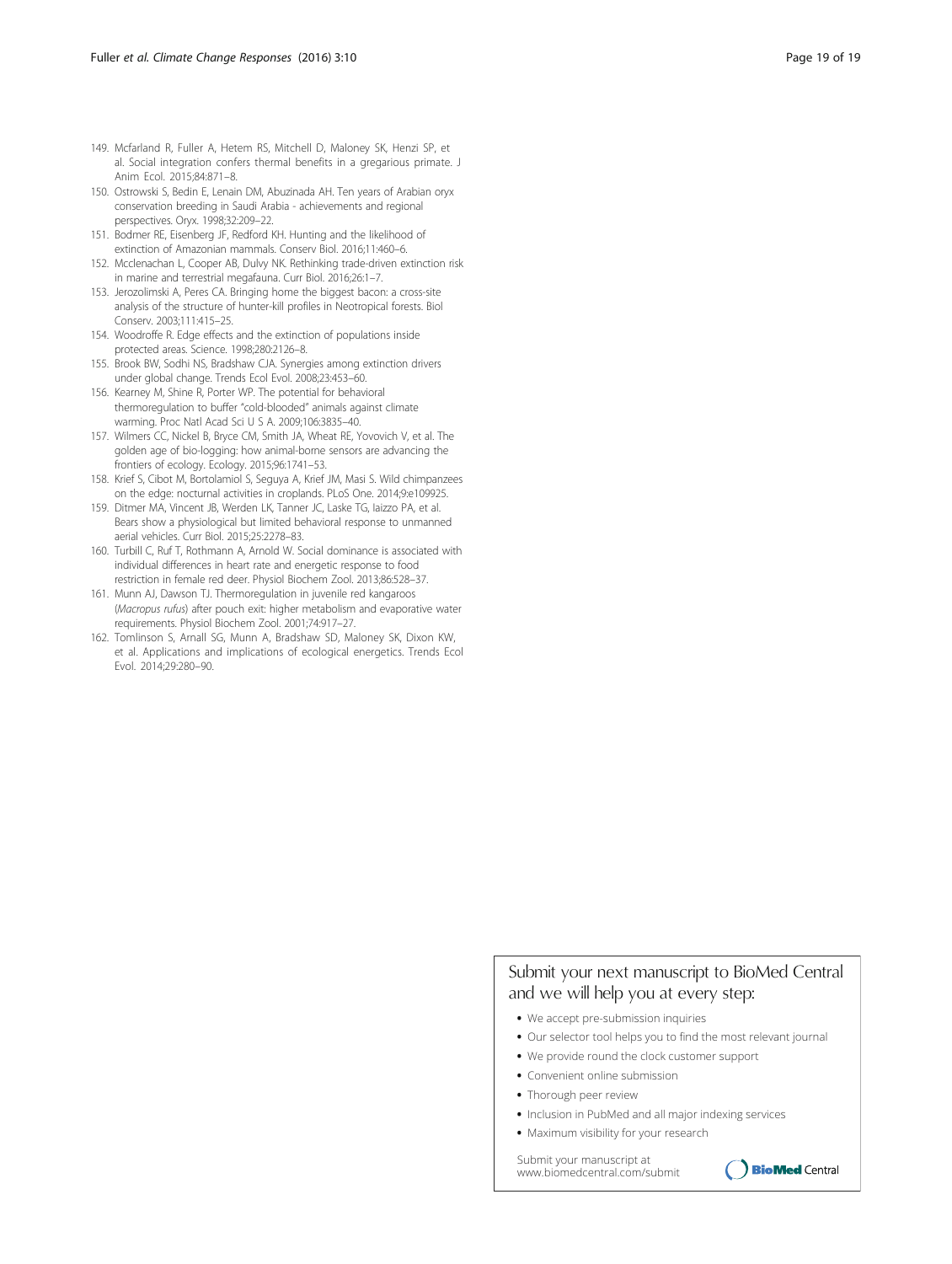149. Mcfarland R, Fuller A, Hetem RS, Mitchell D, Maloney SK, Henzi SP, et al. Social integration confers thermal benefits in a gregarious primate. J Anim Ecol. 2015;84:871–8.
150. Ostrowski S, Bedin E, Lenain DM, Abuzinada AH. Ten years of Arabian oryx conservation breeding in Saudi Arabia - achievements and regional perspectives. Oryx. 1998;32:209–22.
151. Bodmer RE, Eisenberg JF, Redford KH. Hunting and the likelihood of extinction of Amazonian mammals. Conserv Biol. 2016;11:460–6.
152. Mcclenachan L, Cooper AB, Dulvy NK. Rethinking trade-driven extinction risk in marine and terrestrial megafauna. Curr Biol. 2016;26:1–7.
153. Jerozolimski A, Peres CA. Bringing home the biggest bacon: a cross-site analysis of the structure of hunter-kill profiles in Neotropical forests. Biol Conserv. 2003;111:415–25.
154. Woodroffe R. Edge effects and the extinction of populations inside protected areas. Science. 1998;280:2126–8.
155. Brook BW, Sodhi NS, Bradshaw CJA. Synergies among extinction drivers under global change. Trends Ecol Evol. 2008;23:453–60.
156. Kearney M, Shine R, Porter WP. The potential for behavioral thermoregulation to buffer "cold-blooded" animals against climate warming. Proc Natl Acad Sci U S A. 2009;106:3835–40.
157. Wilmers CC, Nickel B, Bryce CM, Smith JA, Wheat RE, Yovovich V, et al. The golden age of bio-logging: how animal-borne sensors are advancing the frontiers of ecology. Ecology. 2015;96:1741–53.
158. Krief S, Cibot M, Bortolamiol S, Seguya A, Krief JM, Masi S. Wild chimpanzees on the edge: nocturnal activities in croplands. PLoS One. 2014;9:e109925.
159. Ditmer MA, Vincent JB, Werden LK, Tanner JC, Laske TG, Iaizzo PA, et al. Bears show a physiological but limited behavioral response to unmanned aerial vehicles. Curr Biol. 2015;25:2278–83.
160. Turbill C, Ruf T, Rothmann A, Arnold W. Social dominance is associated with individual differences in heart rate and energetic response to food restriction in female red deer. Physiol Biochem Zool. 2013;86:528–37.
161. Munn AJ, Dawson TJ. Thermoregulation in juvenile red kangaroos (*Macropus rufus*) after pouch exit: higher metabolism and evaporative water requirements. Physiol Biochem Zool. 2001;74:917–27.
162. Tomlinson S, Arnall SG, Munn A, Bradshaw SD, Maloney SK, Dixon KW, et al. Applications and implications of ecological energetics. Trends Ecol Evol. 2014;29:280–90.

Submit your next manuscript to BioMed Central and we will help you at every step:

- We accept pre-submission inquiries
- Our selector tool helps you to find the most relevant journal
- We provide round the clock customer support
- Convenient online submission
- Thorough peer review
- Inclusion in PubMed and all major indexing services
- Maximum visibility for your research

Submit your manuscript at
www.biomedcentral.com/submit

BioMed Central